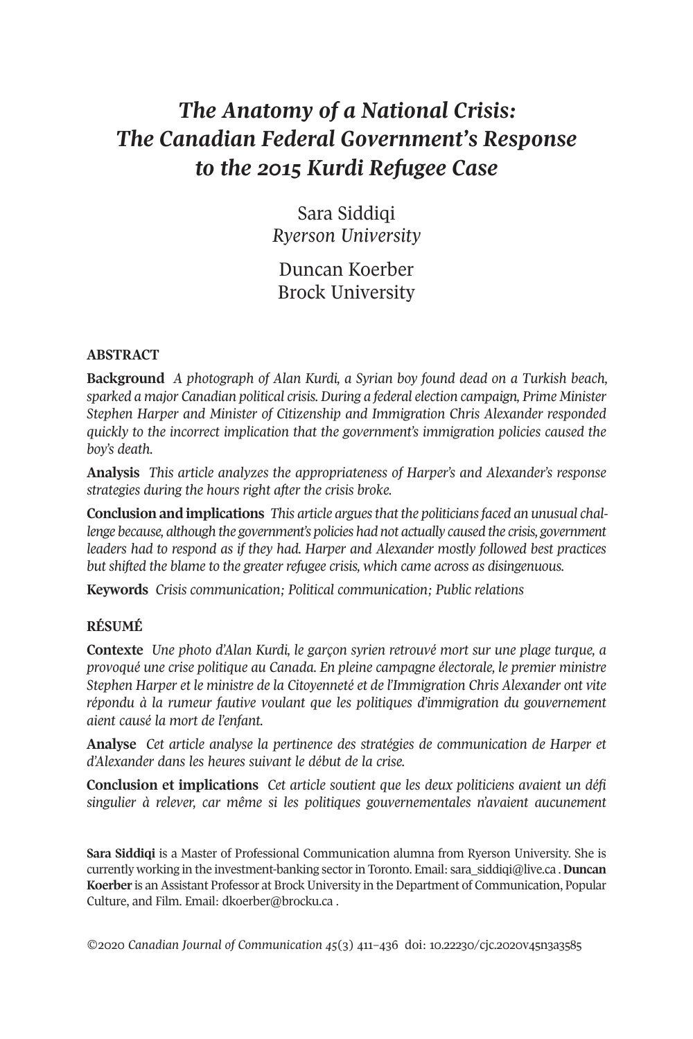# *The Anatomy of a National Crisis: The Canadian Federal Government's Response to the 2015 Kurdi Refugee Case*

Sara Siddiqi
*Ryerson University*

Duncan Koerber
Brock University

## ABSTRACT

**Background** *A photograph of Alan Kurdi, a Syrian boy found dead on a Turkish beach, sparked a major Canadian political crisis. During a federal election campaign, Prime Minister Stephen Harper and Minister of Citizenship and Immigration Chris Alexander responded quickly to the incorrect implication that the government's immigration policies caused the boy's death.*

**Analysis** *This article analyzes the appropriateness of Harper's and Alexander's response strategies during the hours right after the crisis broke.*

**Conclusion and implications** *This article argues that the politicians faced an unusual challenge because, although the government's policies had not actually caused the crisis, government leaders had to respond as if they had. Harper and Alexander mostly followed best practices but shifted the blame to the greater refugee crisis, which came across as disingenuous.*

**Keywords** *Crisis communication; Political communication; Public relations*

## RÉSUMÉ

**Contexte** *Une photo d'Alan Kurdi, le garçon syrien retrouvé mort sur une plage turque, a provoqué une crise politique au Canada. En pleine campagne électorale, le premier ministre Stephen Harper et le ministre de la Citoyenneté et de l'Immigration Chris Alexander ont vite répondu à la rumeur fautive voulant que les politiques d'immigration du gouvernement aient causé la mort de l'enfant.*

**Analyse** *Cet article analyse la pertinence des stratégies de communication de Harper et d'Alexander dans les heures suivant le début de la crise.*

**Conclusion et implications** *Cet article soutient que les deux politiciens avaient un défi singulier à relever, car même si les politiques gouvernementales n'avaient aucunement*

**Sara Siddiqi** is a Master of Professional Communication alumna from Ryerson University. She is currently working in the investment-banking sector in Toronto. Email: sara_siddiqi@live.ca . **Duncan Koerber** is an Assistant Professor at Brock University in the Department of Communication, Popular Culture, and Film. Email: dkoerber@brocku.ca .

©2020 *Canadian Journal of Communication 45*(3) 411–436 doi: 10.22230/cjc.2020v45n3a3585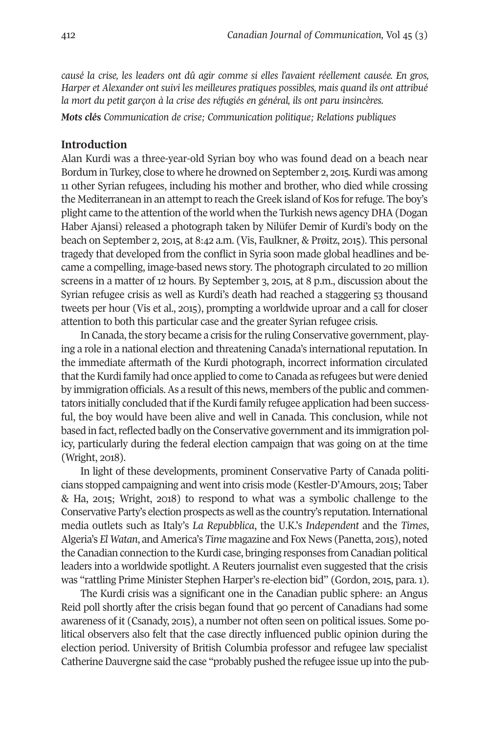*causé la crise, les leaders ont dû agir comme si elles l'avaient réellement causée. En gros, Harper et Alexander ont suivi les meilleures pratiques possibles, mais quand ils ont attribué la mort du petit garçon à la crise des réfugiés en général, ils ont paru insincères.*

***Mots clés*** *Communication de crise; Communication politique; Relations publiques*

## Introduction

Alan Kurdi was a three-year-old Syrian boy who was found dead on a beach near Bordum in Turkey, close to where he drowned on September 2, 2015. Kurdi was among 11 other Syrian refugees, including his mother and brother, who died while crossing the Mediterranean in an attempt to reach the Greek island of Kos for refuge. The boy's plight came to the attention of the world when the Turkish news agency DHA (Dogan Haber Ajansi) released a photograph taken by Nilüfer Demir of Kurdi's body on the beach on September 2, 2015, at 8:42 a.m. (Vis, Faulkner, & Prøitz, 2015). This personal tragedy that developed from the conflict in Syria soon made global headlines and became a compelling, image-based news story. The photograph circulated to 20 million screens in a matter of 12 hours. By September 3, 2015, at 8 p.m., discussion about the Syrian refugee crisis as well as Kurdi's death had reached a staggering 53 thousand tweets per hour (Vis et al., 2015), prompting a worldwide uproar and a call for closer attention to both this particular case and the greater Syrian refugee crisis.

In Canada, the story became a crisis for the ruling Conservative government, playing a role in a national election and threatening Canada's international reputation. In the immediate aftermath of the Kurdi photograph, incorrect information circulated that the Kurdi family had once applied to come to Canada as refugees but were denied by immigration officials. As a result of this news, members of the public and commentators initially concluded that if the Kurdi family refugee application had been successful, the boy would have been alive and well in Canada. This conclusion, while not based in fact, reflected badly on the Conservative government and its immigration policy, particularly during the federal election campaign that was going on at the time (Wright, 2018).

In light of these developments, prominent Conservative Party of Canada politicians stopped campaigning and went into crisis mode (Kestler-D'Amours, 2015; Taber & Ha, 2015; Wright, 2018) to respond to what was a symbolic challenge to the Conservative Party's election prospects as well as the country's reputation. International media outlets such as Italy's *La Repubblica*, the U.K.'s *Independent* and the *Times*, Algeria's *El Watan*, and America's *Time* magazine and Fox News (Panetta, 2015), noted the Canadian connection to the Kurdi case, bringing responses from Canadian political leaders into a worldwide spotlight. A Reuters journalist even suggested that the crisis was "rattling Prime Minister Stephen Harper's re-election bid" (Gordon, 2015, para. 1).

The Kurdi crisis was a significant one in the Canadian public sphere: an Angus Reid poll shortly after the crisis began found that 90 percent of Canadians had some awareness of it (Csanady, 2015), a number not often seen on political issues. Some political observers also felt that the case directly influenced public opinion during the election period. University of British Columbia professor and refugee law specialist Catherine Dauvergne said the case "probably pushed the refugee issue up into the pub-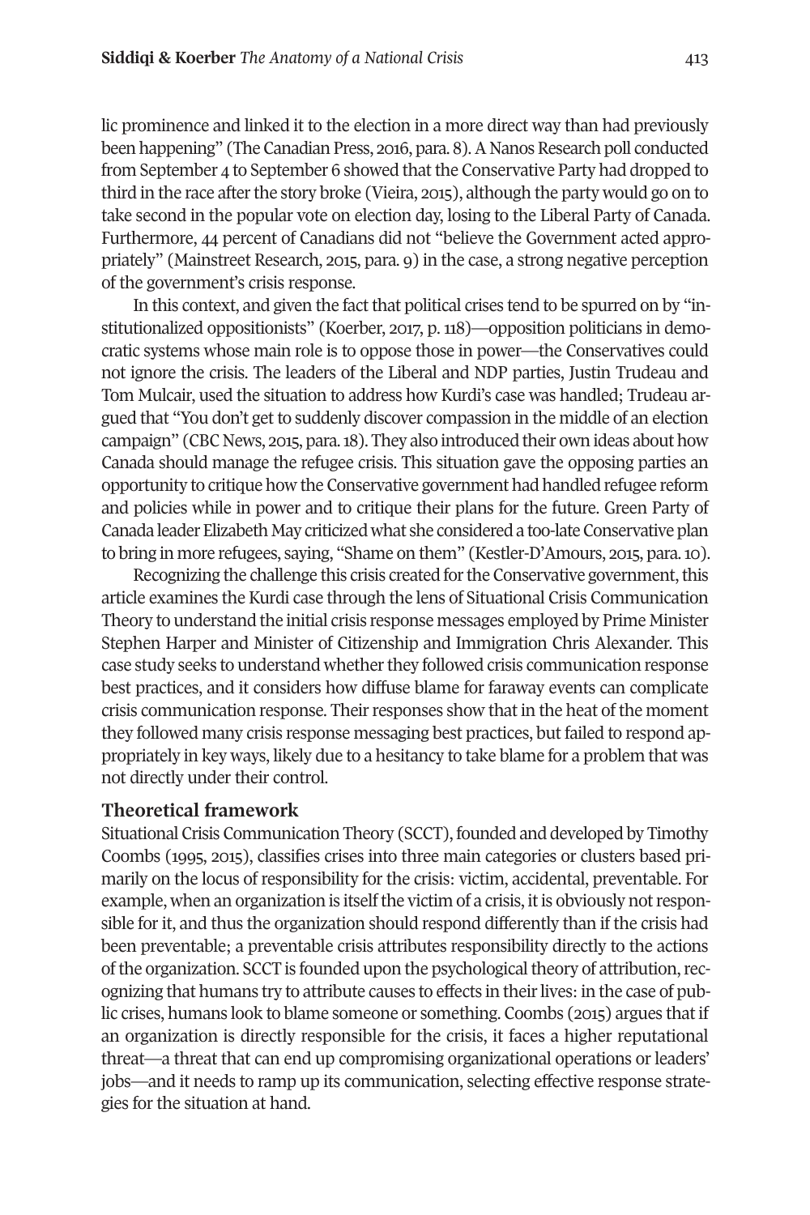lic prominence and linked it to the election in a more direct way than had previously been happening" (The Canadian Press, 2016, para. 8). A Nanos Research poll conducted from September 4 to September 6 showed that the Conservative Party had dropped to third in the race after the story broke (Vieira, 2015), although the party would go on to take second in the popular vote on election day, losing to the Liberal Party of Canada. Furthermore, 44 percent of Canadians did not "believe the Government acted appropriately" (Mainstreet Research, 2015, para. 9) in the case, a strong negative perception of the government's crisis response.

In this context, and given the fact that political crises tend to be spurred on by "institutionalized oppositionists" (Koerber, 2017, p. 118)—opposition politicians in democratic systems whose main role is to oppose those in power—the Conservatives could not ignore the crisis. The leaders of the Liberal and NDP parties, Justin Trudeau and Tom Mulcair, used the situation to address how Kurdi's case was handled; Trudeau argued that "You don't get to suddenly discover compassion in the middle of an election campaign" (CBC News, 2015, para. 18). They also introduced their own ideas about how Canada should manage the refugee crisis. This situation gave the opposing parties an opportunity to critique how the Conservative government had handled refugee reform and policies while in power and to critique their plans for the future. Green Party of Canada leader Elizabeth May criticized what she considered a too-late Conservative plan to bring in more refugees, saying, "Shame on them" (Kestler-D'Amours, 2015, para. 10).

Recognizing the challenge this crisis created for the Conservative government, this article examines the Kurdi case through the lens of Situational Crisis Communication Theory to understand the initial crisis response messages employed by Prime Minister Stephen Harper and Minister of Citizenship and Immigration Chris Alexander. This case study seeks to understand whether they followed crisis communication response best practices, and it considers how diffuse blame for faraway events can complicate crisis communication response. Their responses show that in the heat of the moment they followed many crisis response messaging best practices, but failed to respond appropriately in key ways, likely due to a hesitancy to take blame for a problem that was not directly under their control.

## Theoretical framework

Situational Crisis Communication Theory (SCCT), founded and developed by Timothy Coombs (1995, 2015), classifies crises into three main categories or clusters based primarily on the locus of responsibility for the crisis: victim, accidental, preventable. For example, when an organization is itself the victim of a crisis, it is obviously not responsible for it, and thus the organization should respond differently than if the crisis had been preventable; a preventable crisis attributes responsibility directly to the actions of the organization. SCCT is founded upon the psychological theory of attribution, recognizing that humans try to attribute causes to effects in their lives: in the case of public crises, humans look to blame someone or something. Coombs (2015) argues that if an organization is directly responsible for the crisis, it faces a higher reputational threat—a threat that can end up compromising organizational operations or leaders' jobs—and it needs to ramp up its communication, selecting effective response strategies for the situation at hand.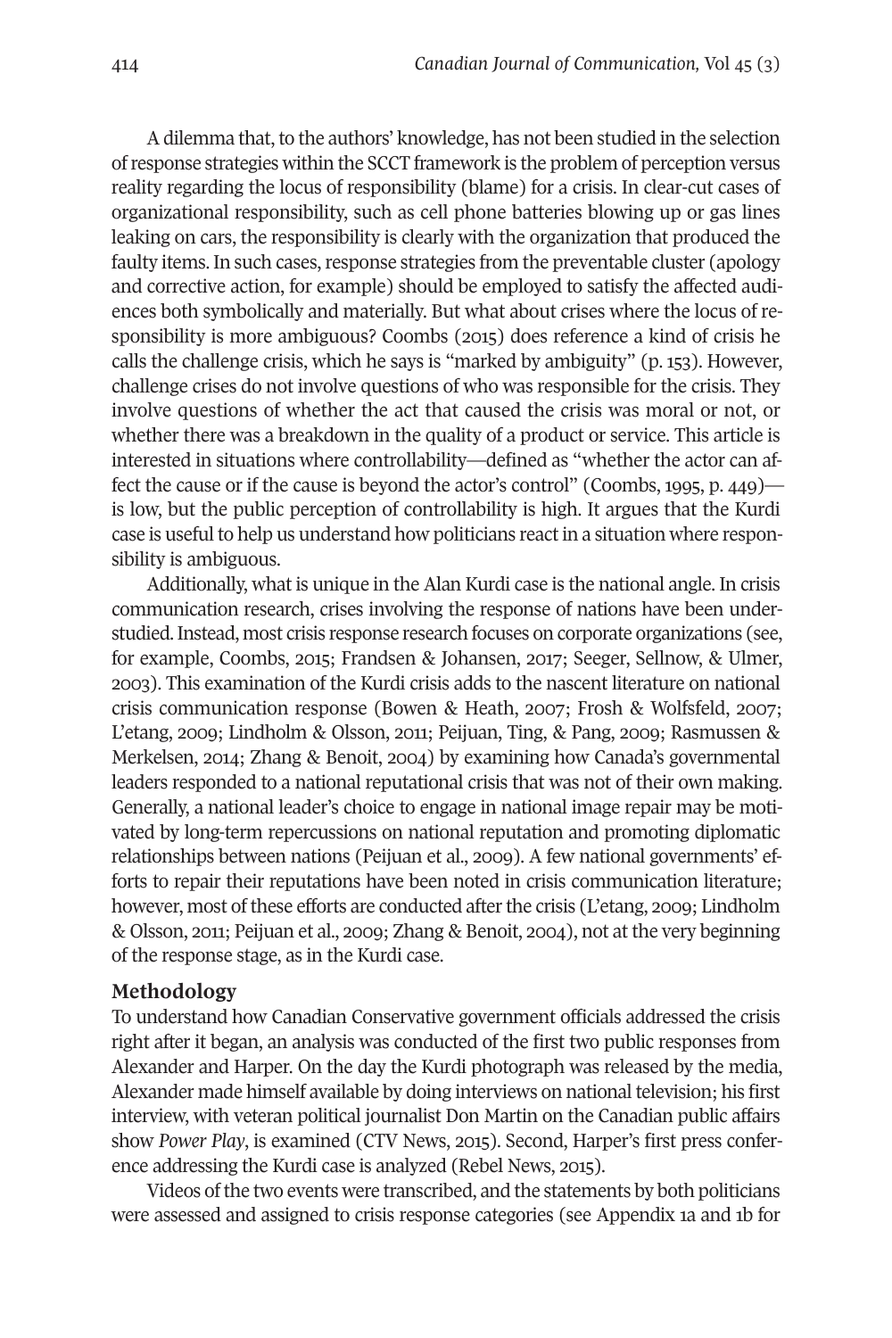A dilemma that, to the authors' knowledge, has not been studied in the selection of response strategies within the SCCT framework is the problem of perception versus reality regarding the locus of responsibility (blame) for a crisis. In clear-cut cases of organizational responsibility, such as cell phone batteries blowing up or gas lines leaking on cars, the responsibility is clearly with the organization that produced the faulty items. In such cases, response strategies from the preventable cluster (apology and corrective action, for example) should be employed to satisfy the affected audiences both symbolically and materially. But what about crises where the locus of responsibility is more ambiguous? Coombs (2015) does reference a kind of crisis he calls the challenge crisis, which he says is "marked by ambiguity" (p. 153). However, challenge crises do not involve questions of who was responsible for the crisis. They involve questions of whether the act that caused the crisis was moral or not, or whether there was a breakdown in the quality of a product or service. This article is interested in situations where controllability—defined as "whether the actor can affect the cause or if the cause is beyond the actor's control" (Coombs, 1995, p. 449)—is low, but the public perception of controllability is high. It argues that the Kurdi case is useful to help us understand how politicians react in a situation where responsibility is ambiguous.

Additionally, what is unique in the Alan Kurdi case is the national angle. In crisis communication research, crises involving the response of nations have been understudied. Instead, most crisis response research focuses on corporate organizations (see, for example, Coombs, 2015; Frandsen & Johansen, 2017; Seeger, Sellnow, & Ulmer, 2003). This examination of the Kurdi crisis adds to the nascent literature on national crisis communication response (Bowen & Heath, 2007; Frosh & Wolfsfeld, 2007; L'etang, 2009; Lindholm & Olsson, 2011; Peijuan, Ting, & Pang, 2009; Rasmussen & Merkelsen, 2014; Zhang & Benoit, 2004) by examining how Canada's governmental leaders responded to a national reputational crisis that was not of their own making. Generally, a national leader's choice to engage in national image repair may be motivated by long-term repercussions on national reputation and promoting diplomatic relationships between nations (Peijuan et al., 2009). A few national governments' efforts to repair their reputations have been noted in crisis communication literature; however, most of these efforts are conducted after the crisis (L'etang, 2009; Lindholm & Olsson, 2011; Peijuan et al., 2009; Zhang & Benoit, 2004), not at the very beginning of the response stage, as in the Kurdi case.

## Methodology

To understand how Canadian Conservative government officials addressed the crisis right after it began, an analysis was conducted of the first two public responses from Alexander and Harper. On the day the Kurdi photograph was released by the media, Alexander made himself available by doing interviews on national television; his first interview, with veteran political journalist Don Martin on the Canadian public affairs show *Power Play*, is examined (CTV News, 2015). Second, Harper's first press conference addressing the Kurdi case is analyzed (Rebel News, 2015).

Videos of the two events were transcribed, and the statements by both politicians were assessed and assigned to crisis response categories (see Appendix 1a and 1b for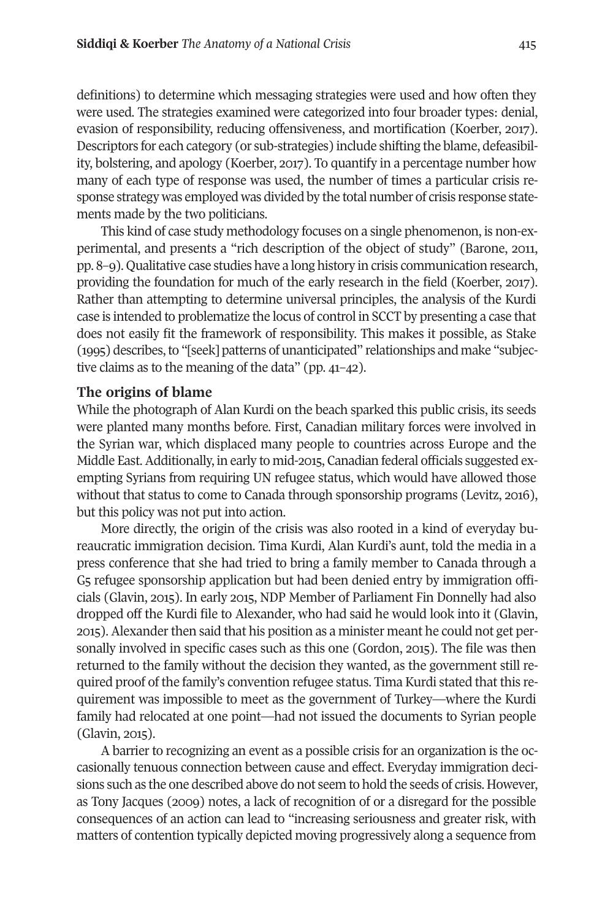definitions) to determine which messaging strategies were used and how often they were used. The strategies examined were categorized into four broader types: denial, evasion of responsibility, reducing offensiveness, and mortification (Koerber, 2017). Descriptors for each category (or sub-strategies) include shifting the blame, defeasibility, bolstering, and apology (Koerber, 2017). To quantify in a percentage number how many of each type of response was used, the number of times a particular crisis response strategy was employed was divided by the total number of crisis response statements made by the two politicians.

This kind of case study methodology focuses on a single phenomenon, is non-experimental, and presents a "rich description of the object of study" (Barone, 2011, pp. 8–9). Qualitative case studies have a long history in crisis communication research, providing the foundation for much of the early research in the field (Koerber, 2017). Rather than attempting to determine universal principles, the analysis of the Kurdi case is intended to problematize the locus of control in SCCT by presenting a case that does not easily fit the framework of responsibility. This makes it possible, as Stake (1995) describes, to "[seek] patterns of unanticipated" relationships and make "subjective claims as to the meaning of the data" (pp. 41–42).

## The origins of blame

While the photograph of Alan Kurdi on the beach sparked this public crisis, its seeds were planted many months before. First, Canadian military forces were involved in the Syrian war, which displaced many people to countries across Europe and the Middle East. Additionally, in early to mid-2015, Canadian federal officials suggested exempting Syrians from requiring UN refugee status, which would have allowed those without that status to come to Canada through sponsorship programs (Levitz, 2016), but this policy was not put into action.

More directly, the origin of the crisis was also rooted in a kind of everyday bureaucratic immigration decision. Tima Kurdi, Alan Kurdi's aunt, told the media in a press conference that she had tried to bring a family member to Canada through a G5 refugee sponsorship application but had been denied entry by immigration officials (Glavin, 2015). In early 2015, NDP Member of Parliament Fin Donnelly had also dropped off the Kurdi file to Alexander, who had said he would look into it (Glavin, 2015). Alexander then said that his position as a minister meant he could not get personally involved in specific cases such as this one (Gordon, 2015). The file was then returned to the family without the decision they wanted, as the government still required proof of the family's convention refugee status. Tima Kurdi stated that this requirement was impossible to meet as the government of Turkey—where the Kurdi family had relocated at one point—had not issued the documents to Syrian people (Glavin, 2015).

A barrier to recognizing an event as a possible crisis for an organization is the occasionally tenuous connection between cause and effect. Everyday immigration decisions such as the one described above do not seem to hold the seeds of crisis. However, as Tony Jacques (2009) notes, a lack of recognition of or a disregard for the possible consequences of an action can lead to "increasing seriousness and greater risk, with matters of contention typically depicted moving progressively along a sequence from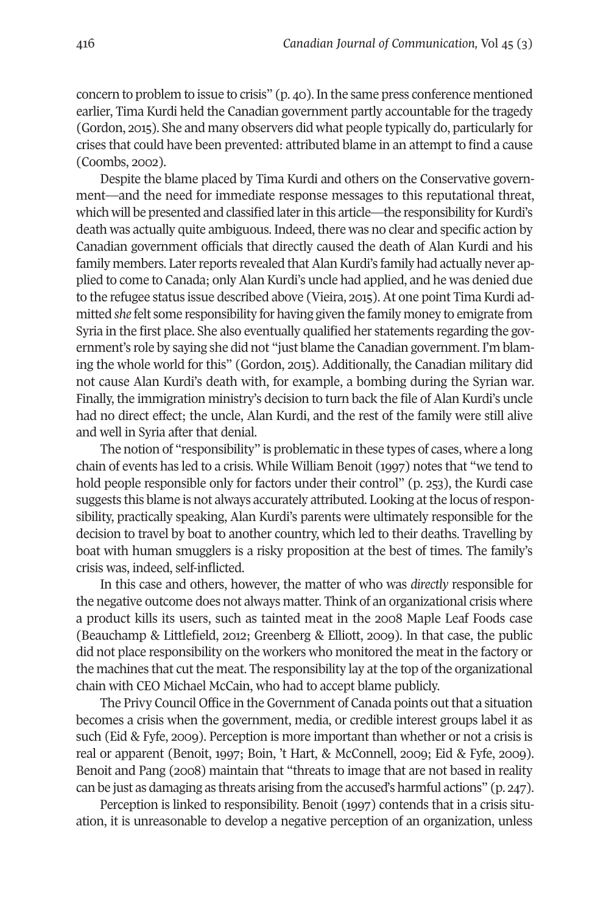concern to problem to issue to crisis" (p. 40). In the same press conference mentioned earlier, Tima Kurdi held the Canadian government partly accountable for the tragedy (Gordon, 2015). She and many observers did what people typically do, particularly for crises that could have been prevented: attributed blame in an attempt to find a cause (Coombs, 2002).

Despite the blame placed by Tima Kurdi and others on the Conservative government—and the need for immediate response messages to this reputational threat, which will be presented and classified later in this article—the responsibility for Kurdi's death was actually quite ambiguous. Indeed, there was no clear and specific action by Canadian government officials that directly caused the death of Alan Kurdi and his family members. Later reports revealed that Alan Kurdi's family had actually never applied to come to Canada; only Alan Kurdi's uncle had applied, and he was denied due to the refugee status issue described above (Vieira, 2015). At one point Tima Kurdi admitted *she* felt some responsibility for having given the family money to emigrate from Syria in the first place. She also eventually qualified her statements regarding the government's role by saying she did not "just blame the Canadian government. I'm blaming the whole world for this" (Gordon, 2015). Additionally, the Canadian military did not cause Alan Kurdi's death with, for example, a bombing during the Syrian war. Finally, the immigration ministry's decision to turn back the file of Alan Kurdi's uncle had no direct effect; the uncle, Alan Kurdi, and the rest of the family were still alive and well in Syria after that denial.

The notion of "responsibility" is problematic in these types of cases, where a long chain of events has led to a crisis. While William Benoit (1997) notes that "we tend to hold people responsible only for factors under their control" (p. 253), the Kurdi case suggests this blame is not always accurately attributed. Looking at the locus of responsibility, practically speaking, Alan Kurdi's parents were ultimately responsible for the decision to travel by boat to another country, which led to their deaths. Travelling by boat with human smugglers is a risky proposition at the best of times. The family's crisis was, indeed, self-inflicted.

In this case and others, however, the matter of who was *directly* responsible for the negative outcome does not always matter. Think of an organizational crisis where a product kills its users, such as tainted meat in the 2008 Maple Leaf Foods case (Beauchamp & Littlefield, 2012; Greenberg & Elliott, 2009). In that case, the public did not place responsibility on the workers who monitored the meat in the factory or the machines that cut the meat. The responsibility lay at the top of the organizational chain with CEO Michael McCain, who had to accept blame publicly.

The Privy Council Office in the Government of Canada points out that a situation becomes a crisis when the government, media, or credible interest groups label it as such (Eid & Fyfe, 2009). Perception is more important than whether or not a crisis is real or apparent (Benoit, 1997; Boin, 't Hart, & McConnell, 2009; Eid & Fyfe, 2009). Benoit and Pang (2008) maintain that "threats to image that are not based in reality can be just as damaging as threats arising from the accused's harmful actions" (p. 247).

Perception is linked to responsibility. Benoit (1997) contends that in a crisis situation, it is unreasonable to develop a negative perception of an organization, unless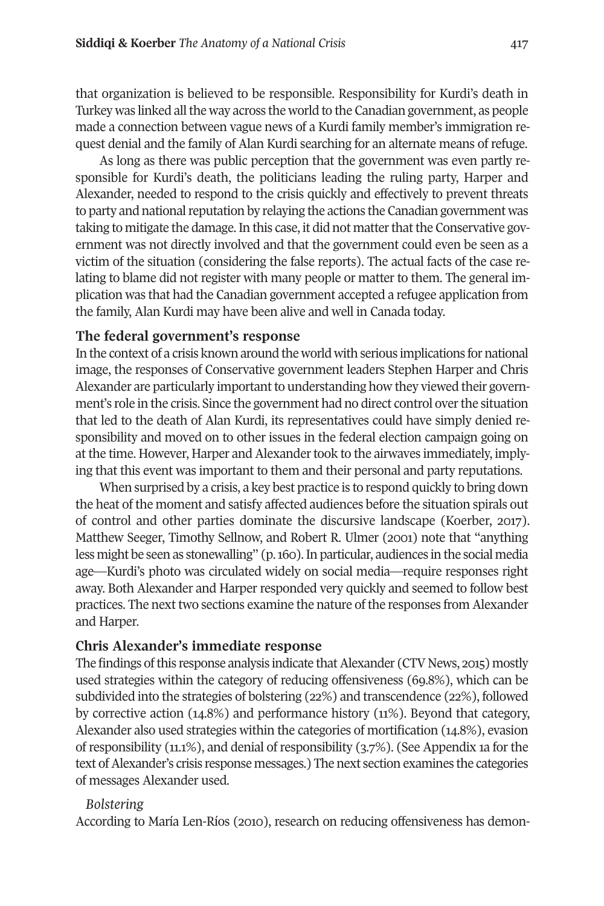that organization is believed to be responsible. Responsibility for Kurdi's death in Turkey was linked all the way across the world to the Canadian government, as people made a connection between vague news of a Kurdi family member's immigration request denial and the family of Alan Kurdi searching for an alternate means of refuge.

As long as there was public perception that the government was even partly responsible for Kurdi's death, the politicians leading the ruling party, Harper and Alexander, needed to respond to the crisis quickly and effectively to prevent threats to party and national reputation by relaying the actions the Canadian government was taking to mitigate the damage. In this case, it did not matter that the Conservative government was not directly involved and that the government could even be seen as a victim of the situation (considering the false reports). The actual facts of the case relating to blame did not register with many people or matter to them. The general implication was that had the Canadian government accepted a refugee application from the family, Alan Kurdi may have been alive and well in Canada today.

## The federal government's response

In the context of a crisis known around the world with serious implications for national image, the responses of Conservative government leaders Stephen Harper and Chris Alexander are particularly important to understanding how they viewed their government's role in the crisis. Since the government had no direct control over the situation that led to the death of Alan Kurdi, its representatives could have simply denied responsibility and moved on to other issues in the federal election campaign going on at the time. However, Harper and Alexander took to the airwaves immediately, implying that this event was important to them and their personal and party reputations.

When surprised by a crisis, a key best practice is to respond quickly to bring down the heat of the moment and satisfy affected audiences before the situation spirals out of control and other parties dominate the discursive landscape (Koerber, 2017). Matthew Seeger, Timothy Sellnow, and Robert R. Ulmer (2001) note that "anything less might be seen as stonewalling" (p. 160). In particular, audiences in the social media age—Kurdi's photo was circulated widely on social media—require responses right away. Both Alexander and Harper responded very quickly and seemed to follow best practices. The next two sections examine the nature of the responses from Alexander and Harper.

## Chris Alexander's immediate response

The findings of this response analysis indicate that Alexander (CTV News, 2015) mostly used strategies within the category of reducing offensiveness (69.8%), which can be subdivided into the strategies of bolstering (22%) and transcendence (22%), followed by corrective action (14.8%) and performance history (11%). Beyond that category, Alexander also used strategies within the categories of mortification (14.8%), evasion of responsibility (11.1%), and denial of responsibility (3.7%). (See Appendix 1a for the text of Alexander's crisis response messages.) The next section examines the categories of messages Alexander used.

### *Bolstering*

According to María Len-Ríos (2010), research on reducing offensiveness has demon-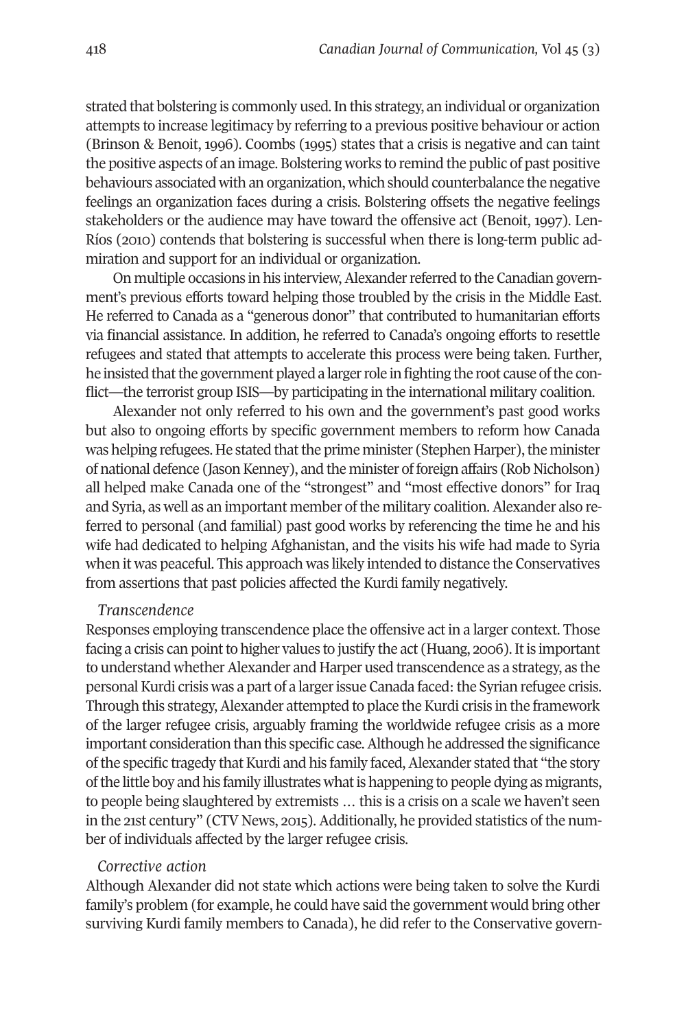strated that bolstering is commonly used. In this strategy, an individual or organization attempts to increase legitimacy by referring to a previous positive behaviour or action (Brinson & Benoit, 1996). Coombs (1995) states that a crisis is negative and can taint the positive aspects of an image. Bolstering works to remind the public of past positive behaviours associated with an organization, which should counterbalance the negative feelings an organization faces during a crisis. Bolstering offsets the negative feelings stakeholders or the audience may have toward the offensive act (Benoit, 1997). Len-Ríos (2010) contends that bolstering is successful when there is long-term public admiration and support for an individual or organization.

On multiple occasions in his interview, Alexander referred to the Canadian government's previous efforts toward helping those troubled by the crisis in the Middle East. He referred to Canada as a "generous donor" that contributed to humanitarian efforts via financial assistance. In addition, he referred to Canada's ongoing efforts to resettle refugees and stated that attempts to accelerate this process were being taken. Further, he insisted that the government played a larger role in fighting the root cause of the conflict—the terrorist group ISIS—by participating in the international military coalition.

Alexander not only referred to his own and the government's past good works but also to ongoing efforts by specific government members to reform how Canada was helping refugees. He stated that the prime minister (Stephen Harper), the minister of national defence (Jason Kenney), and the minister of foreign affairs (Rob Nicholson) all helped make Canada one of the "strongest" and "most effective donors" for Iraq and Syria, as well as an important member of the military coalition. Alexander also referred to personal (and familial) past good works by referencing the time he and his wife had dedicated to helping Afghanistan, and the visits his wife had made to Syria when it was peaceful. This approach was likely intended to distance the Conservatives from assertions that past policies affected the Kurdi family negatively.

*Transcendence*

Responses employing transcendence place the offensive act in a larger context. Those facing a crisis can point to higher values to justify the act (Huang, 2006). It is important to understand whether Alexander and Harper used transcendence as a strategy, as the personal Kurdi crisis was a part of a larger issue Canada faced: the Syrian refugee crisis. Through this strategy, Alexander attempted to place the Kurdi crisis in the framework of the larger refugee crisis, arguably framing the worldwide refugee crisis as a more important consideration than this specific case. Although he addressed the significance of the specific tragedy that Kurdi and his family faced, Alexander stated that "the story of the little boy and his family illustrates what is happening to people dying as migrants, to people being slaughtered by extremists … this is a crisis on a scale we haven't seen in the 21st century" (CTV News, 2015). Additionally, he provided statistics of the number of individuals affected by the larger refugee crisis.

*Corrective action*

Although Alexander did not state which actions were being taken to solve the Kurdi family's problem (for example, he could have said the government would bring other surviving Kurdi family members to Canada), he did refer to the Conservative govern-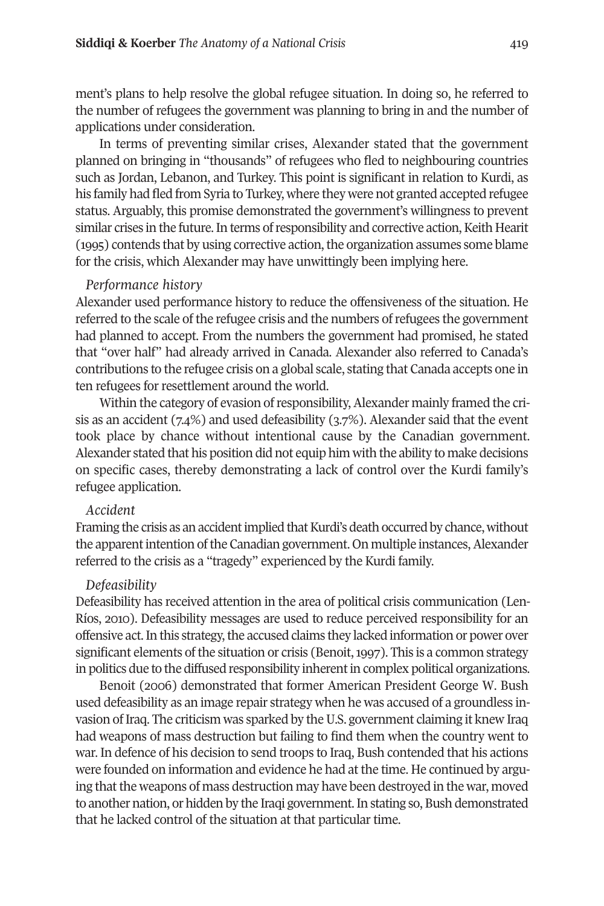ment's plans to help resolve the global refugee situation. In doing so, he referred to the number of refugees the government was planning to bring in and the number of applications under consideration.

In terms of preventing similar crises, Alexander stated that the government planned on bringing in "thousands" of refugees who fled to neighbouring countries such as Jordan, Lebanon, and Turkey. This point is significant in relation to Kurdi, as his family had fled from Syria to Turkey, where they were not granted accepted refugee status. Arguably, this promise demonstrated the government's willingness to prevent similar crises in the future. In terms of responsibility and corrective action, Keith Hearit (1995) contends that by using corrective action, the organization assumes some blame for the crisis, which Alexander may have unwittingly been implying here.

*Performance history*

Alexander used performance history to reduce the offensiveness of the situation. He referred to the scale of the refugee crisis and the numbers of refugees the government had planned to accept. From the numbers the government had promised, he stated that "over half" had already arrived in Canada. Alexander also referred to Canada's contributions to the refugee crisis on a global scale, stating that Canada accepts one in ten refugees for resettlement around the world.

Within the category of evasion of responsibility, Alexander mainly framed the crisis as an accident (7.4%) and used defeasibility (3.7%). Alexander said that the event took place by chance without intentional cause by the Canadian government. Alexander stated that his position did not equip him with the ability to make decisions on specific cases, thereby demonstrating a lack of control over the Kurdi family's refugee application.

*Accident*

Framing the crisis as an accident implied that Kurdi's death occurred by chance, without the apparent intention of the Canadian government. On multiple instances, Alexander referred to the crisis as a "tragedy" experienced by the Kurdi family.

*Defeasibility*

Defeasibility has received attention in the area of political crisis communication (Len-Ríos, 2010). Defeasibility messages are used to reduce perceived responsibility for an offensive act. In this strategy, the accused claims they lacked information or power over significant elements of the situation or crisis (Benoit, 1997). This is a common strategy in politics due to the diffused responsibility inherent in complex political organizations.

Benoit (2006) demonstrated that former American President George W. Bush used defeasibility as an image repair strategy when he was accused of a groundless invasion of Iraq. The criticism was sparked by the U.S. government claiming it knew Iraq had weapons of mass destruction but failing to find them when the country went to war. In defence of his decision to send troops to Iraq, Bush contended that his actions were founded on information and evidence he had at the time. He continued by arguing that the weapons of mass destruction may have been destroyed in the war, moved to another nation, or hidden by the Iraqi government. In stating so, Bush demonstrated that he lacked control of the situation at that particular time.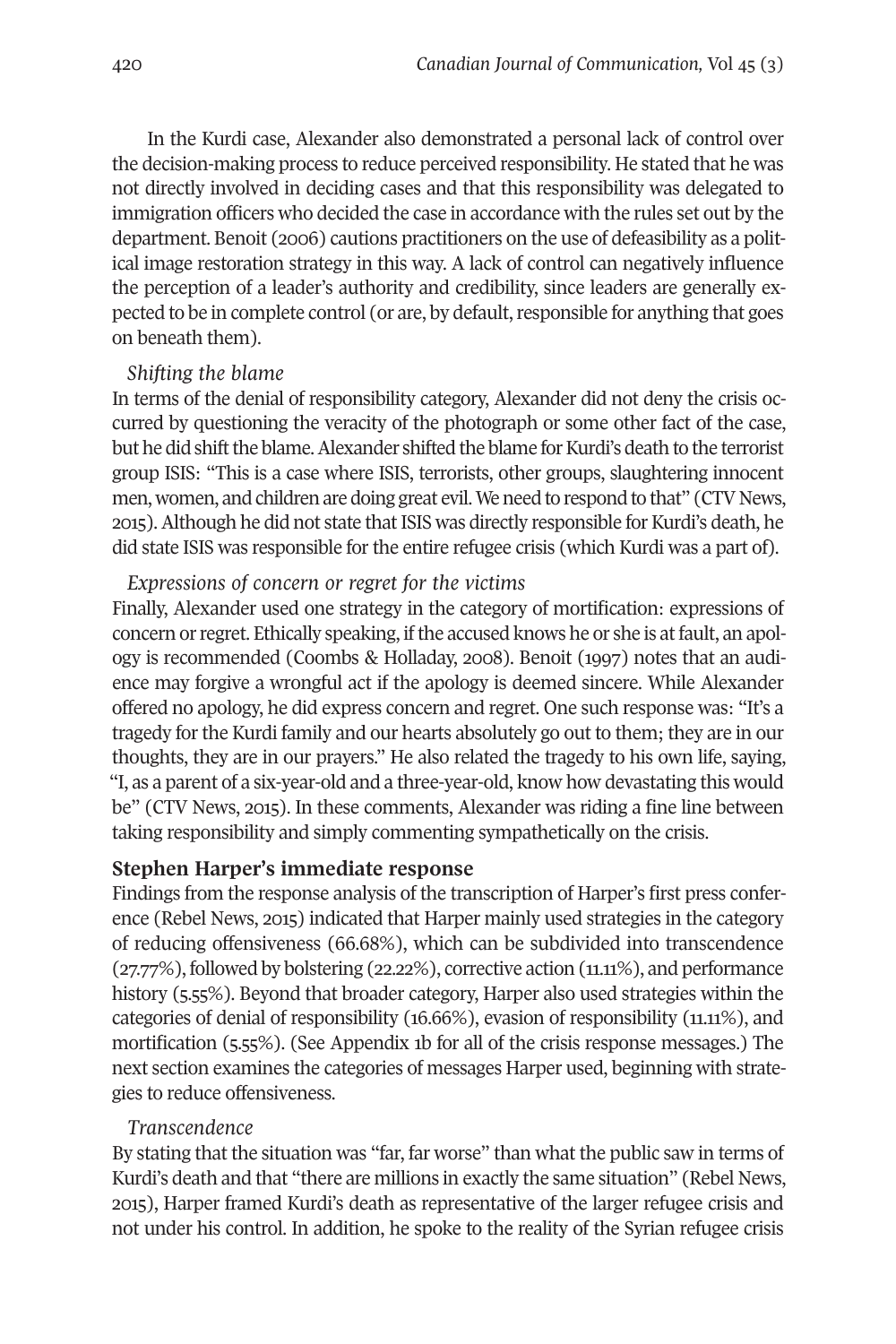In the Kurdi case, Alexander also demonstrated a personal lack of control over the decision-making process to reduce perceived responsibility. He stated that he was not directly involved in deciding cases and that this responsibility was delegated to immigration officers who decided the case in accordance with the rules set out by the department. Benoit (2006) cautions practitioners on the use of defeasibility as a political image restoration strategy in this way. A lack of control can negatively influence the perception of a leader's authority and credibility, since leaders are generally expected to be in complete control (or are, by default, responsible for anything that goes on beneath them).

*Shifting the blame*

In terms of the denial of responsibility category, Alexander did not deny the crisis occurred by questioning the veracity of the photograph or some other fact of the case, but he did shift the blame. Alexander shifted the blame for Kurdi's death to the terrorist group ISIS: "This is a case where ISIS, terrorists, other groups, slaughtering innocent men, women, and children are doing great evil. We need to respond to that" (CTV News, 2015). Although he did not state that ISIS was directly responsible for Kurdi's death, he did state ISIS was responsible for the entire refugee crisis (which Kurdi was a part of).

*Expressions of concern or regret for the victims*

Finally, Alexander used one strategy in the category of mortification: expressions of concern or regret. Ethically speaking, if the accused knows he or she is at fault, an apology is recommended (Coombs & Holladay, 2008). Benoit (1997) notes that an audience may forgive a wrongful act if the apology is deemed sincere. While Alexander offered no apology, he did express concern and regret. One such response was: "It's a tragedy for the Kurdi family and our hearts absolutely go out to them; they are in our thoughts, they are in our prayers." He also related the tragedy to his own life, saying, "I, as a parent of a six-year-old and a three-year-old, know how devastating this would be" (CTV News, 2015). In these comments, Alexander was riding a fine line between taking responsibility and simply commenting sympathetically on the crisis.

### Stephen Harper's immediate response

Findings from the response analysis of the transcription of Harper's first press conference (Rebel News, 2015) indicated that Harper mainly used strategies in the category of reducing offensiveness (66.68%), which can be subdivided into transcendence (27.77%), followed by bolstering (22.22%), corrective action (11.11%), and performance history (5.55%). Beyond that broader category, Harper also used strategies within the categories of denial of responsibility (16.66%), evasion of responsibility (11.11%), and mortification (5.55%). (See Appendix 1b for all of the crisis response messages.) The next section examines the categories of messages Harper used, beginning with strategies to reduce offensiveness.

*Transcendence*

By stating that the situation was "far, far worse" than what the public saw in terms of Kurdi's death and that "there are millions in exactly the same situation" (Rebel News, 2015), Harper framed Kurdi's death as representative of the larger refugee crisis and not under his control. In addition, he spoke to the reality of the Syrian refugee crisis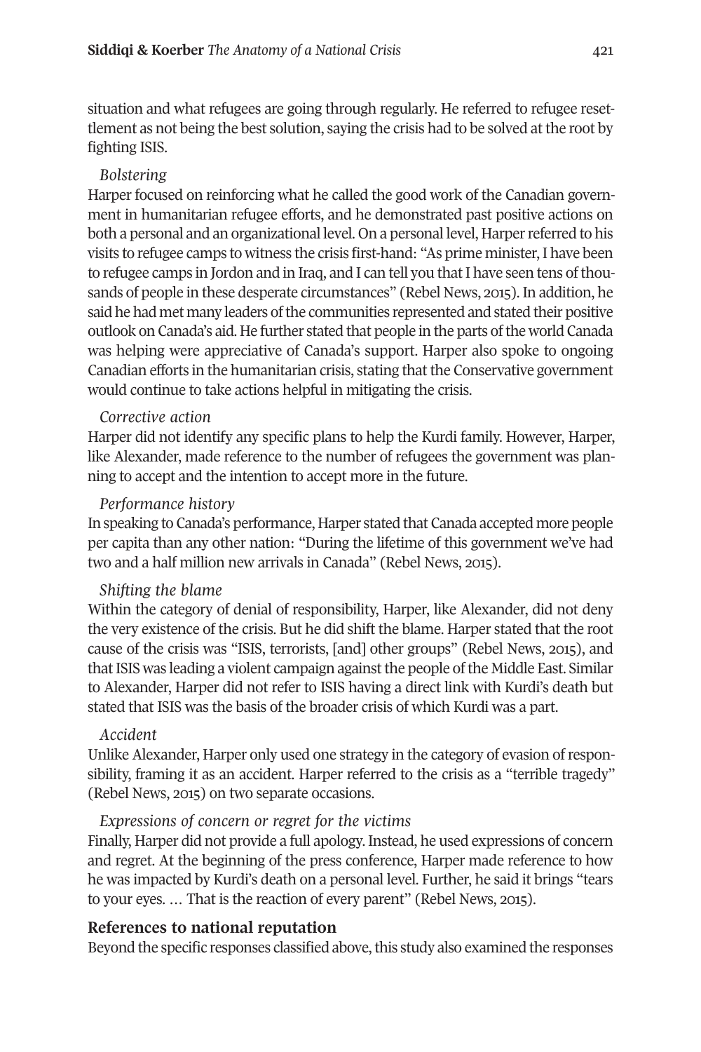situation and what refugees are going through regularly. He referred to refugee resettlement as not being the best solution, saying the crisis had to be solved at the root by fighting ISIS.

*Bolstering*

Harper focused on reinforcing what he called the good work of the Canadian government in humanitarian refugee efforts, and he demonstrated past positive actions on both a personal and an organizational level. On a personal level, Harper referred to his visits to refugee camps to witness the crisis first-hand: "As prime minister, I have been to refugee camps in Jordon and in Iraq, and I can tell you that I have seen tens of thousands of people in these desperate circumstances" (Rebel News, 2015). In addition, he said he had met many leaders of the communities represented and stated their positive outlook on Canada's aid. He further stated that people in the parts of the world Canada was helping were appreciative of Canada's support. Harper also spoke to ongoing Canadian efforts in the humanitarian crisis, stating that the Conservative government would continue to take actions helpful in mitigating the crisis.

*Corrective action*

Harper did not identify any specific plans to help the Kurdi family. However, Harper, like Alexander, made reference to the number of refugees the government was planning to accept and the intention to accept more in the future.

*Performance history*

In speaking to Canada's performance, Harper stated that Canada accepted more people per capita than any other nation: "During the lifetime of this government we've had two and a half million new arrivals in Canada" (Rebel News, 2015).

*Shifting the blame*

Within the category of denial of responsibility, Harper, like Alexander, did not deny the very existence of the crisis. But he did shift the blame. Harper stated that the root cause of the crisis was "ISIS, terrorists, [and] other groups" (Rebel News, 2015), and that ISIS was leading a violent campaign against the people of the Middle East. Similar to Alexander, Harper did not refer to ISIS having a direct link with Kurdi's death but stated that ISIS was the basis of the broader crisis of which Kurdi was a part.

*Accident*

Unlike Alexander, Harper only used one strategy in the category of evasion of responsibility, framing it as an accident. Harper referred to the crisis as a "terrible tragedy" (Rebel News, 2015) on two separate occasions.

*Expressions of concern or regret for the victims*

Finally, Harper did not provide a full apology. Instead, he used expressions of concern and regret. At the beginning of the press conference, Harper made reference to how he was impacted by Kurdi's death on a personal level. Further, he said it brings "tears to your eyes. … That is the reaction of every parent" (Rebel News, 2015).

## References to national reputation

Beyond the specific responses classified above, this study also examined the responses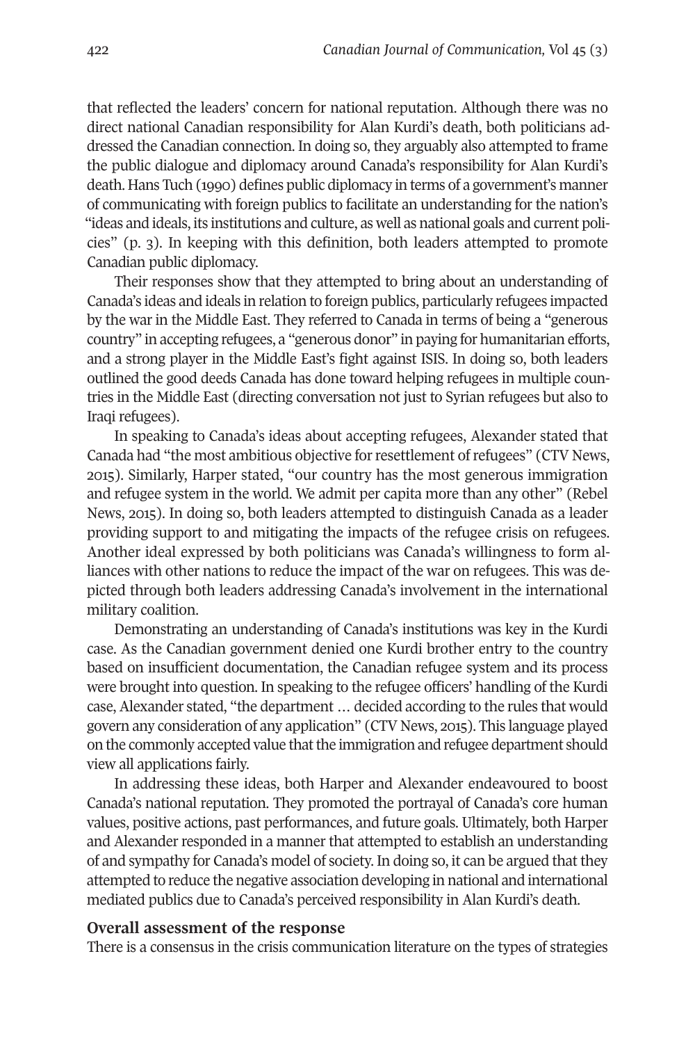that reflected the leaders' concern for national reputation. Although there was no direct national Canadian responsibility for Alan Kurdi's death, both politicians addressed the Canadian connection. In doing so, they arguably also attempted to frame the public dialogue and diplomacy around Canada's responsibility for Alan Kurdi's death. Hans Tuch (1990) defines public diplomacy in terms of a government's manner of communicating with foreign publics to facilitate an understanding for the nation's "ideas and ideals, its institutions and culture, as well as national goals and current policies" (p. 3). In keeping with this definition, both leaders attempted to promote Canadian public diplomacy.

Their responses show that they attempted to bring about an understanding of Canada's ideas and ideals in relation to foreign publics, particularly refugees impacted by the war in the Middle East. They referred to Canada in terms of being a "generous country" in accepting refugees, a "generous donor" in paying for humanitarian efforts, and a strong player in the Middle East's fight against ISIS. In doing so, both leaders outlined the good deeds Canada has done toward helping refugees in multiple countries in the Middle East (directing conversation not just to Syrian refugees but also to Iraqi refugees).

In speaking to Canada's ideas about accepting refugees, Alexander stated that Canada had "the most ambitious objective for resettlement of refugees" (CTV News, 2015). Similarly, Harper stated, "our country has the most generous immigration and refugee system in the world. We admit per capita more than any other" (Rebel News, 2015). In doing so, both leaders attempted to distinguish Canada as a leader providing support to and mitigating the impacts of the refugee crisis on refugees. Another ideal expressed by both politicians was Canada's willingness to form alliances with other nations to reduce the impact of the war on refugees. This was depicted through both leaders addressing Canada's involvement in the international military coalition.

Demonstrating an understanding of Canada's institutions was key in the Kurdi case. As the Canadian government denied one Kurdi brother entry to the country based on insufficient documentation, the Canadian refugee system and its process were brought into question. In speaking to the refugee officers' handling of the Kurdi case, Alexander stated, "the department … decided according to the rules that would govern any consideration of any application" (CTV News, 2015). This language played on the commonly accepted value that the immigration and refugee department should view all applications fairly.

In addressing these ideas, both Harper and Alexander endeavoured to boost Canada's national reputation. They promoted the portrayal of Canada's core human values, positive actions, past performances, and future goals. Ultimately, both Harper and Alexander responded in a manner that attempted to establish an understanding of and sympathy for Canada's model of society. In doing so, it can be argued that they attempted to reduce the negative association developing in national and international mediated publics due to Canada's perceived responsibility in Alan Kurdi's death.

**Overall assessment of the response**

There is a consensus in the crisis communication literature on the types of strategies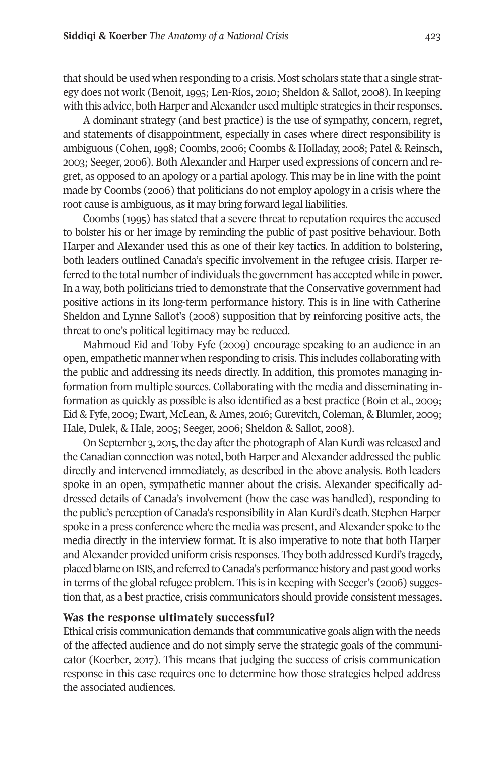that should be used when responding to a crisis. Most scholars state that a single strategy does not work (Benoit, 1995; Len-Ríos, 2010; Sheldon & Sallot, 2008). In keeping with this advice, both Harper and Alexander used multiple strategies in their responses.

A dominant strategy (and best practice) is the use of sympathy, concern, regret, and statements of disappointment, especially in cases where direct responsibility is ambiguous (Cohen, 1998; Coombs, 2006; Coombs & Holladay, 2008; Patel & Reinsch, 2003; Seeger, 2006). Both Alexander and Harper used expressions of concern and regret, as opposed to an apology or a partial apology. This may be in line with the point made by Coombs (2006) that politicians do not employ apology in a crisis where the root cause is ambiguous, as it may bring forward legal liabilities.

Coombs (1995) has stated that a severe threat to reputation requires the accused to bolster his or her image by reminding the public of past positive behaviour. Both Harper and Alexander used this as one of their key tactics. In addition to bolstering, both leaders outlined Canada's specific involvement in the refugee crisis. Harper referred to the total number of individuals the government has accepted while in power. In a way, both politicians tried to demonstrate that the Conservative government had positive actions in its long-term performance history. This is in line with Catherine Sheldon and Lynne Sallot's (2008) supposition that by reinforcing positive acts, the threat to one's political legitimacy may be reduced.

Mahmoud Eid and Toby Fyfe (2009) encourage speaking to an audience in an open, empathetic manner when responding to crisis. This includes collaborating with the public and addressing its needs directly. In addition, this promotes managing information from multiple sources. Collaborating with the media and disseminating information as quickly as possible is also identified as a best practice (Boin et al., 2009; Eid & Fyfe, 2009; Ewart, McLean, & Ames, 2016; Gurevitch, Coleman, & Blumler, 2009; Hale, Dulek, & Hale, 2005; Seeger, 2006; Sheldon & Sallot, 2008).

On September 3, 2015, the day after the photograph of Alan Kurdi was released and the Canadian connection was noted, both Harper and Alexander addressed the public directly and intervened immediately, as described in the above analysis. Both leaders spoke in an open, sympathetic manner about the crisis. Alexander specifically addressed details of Canada's involvement (how the case was handled), responding to the public's perception of Canada's responsibility in Alan Kurdi's death. Stephen Harper spoke in a press conference where the media was present, and Alexander spoke to the media directly in the interview format. It is also imperative to note that both Harper and Alexander provided uniform crisis responses. They both addressed Kurdi's tragedy, placed blame on ISIS, and referred to Canada's performance history and past good works in terms of the global refugee problem. This is in keeping with Seeger's (2006) suggestion that, as a best practice, crisis communicators should provide consistent messages.

### Was the response ultimately successful?

Ethical crisis communication demands that communicative goals align with the needs of the affected audience and do not simply serve the strategic goals of the communicator (Koerber, 2017). This means that judging the success of crisis communication response in this case requires one to determine how those strategies helped address the associated audiences.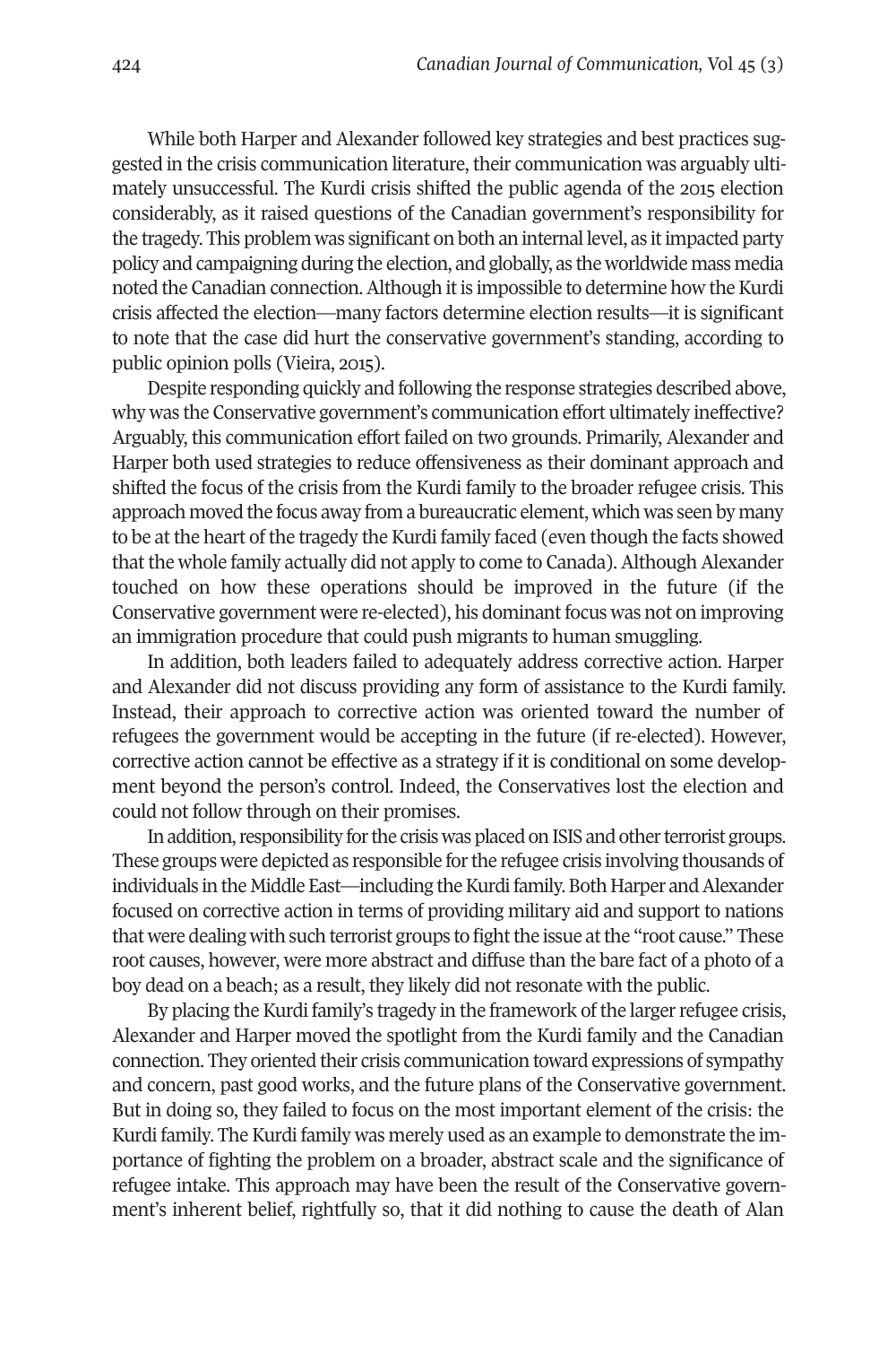While both Harper and Alexander followed key strategies and best practices suggested in the crisis communication literature, their communication was arguably ultimately unsuccessful. The Kurdi crisis shifted the public agenda of the 2015 election considerably, as it raised questions of the Canadian government's responsibility for the tragedy. This problem was significant on both an internal level, as it impacted party policy and campaigning during the election, and globally, as the worldwide mass media noted the Canadian connection. Although it is impossible to determine how the Kurdi crisis affected the election—many factors determine election results—it is significant to note that the case did hurt the conservative government's standing, according to public opinion polls (Vieira, 2015).

Despite responding quickly and following the response strategies described above, why was the Conservative government's communication effort ultimately ineffective? Arguably, this communication effort failed on two grounds. Primarily, Alexander and Harper both used strategies to reduce offensiveness as their dominant approach and shifted the focus of the crisis from the Kurdi family to the broader refugee crisis. This approach moved the focus away from a bureaucratic element, which was seen by many to be at the heart of the tragedy the Kurdi family faced (even though the facts showed that the whole family actually did not apply to come to Canada). Although Alexander touched on how these operations should be improved in the future (if the Conservative government were re-elected), his dominant focus was not on improving an immigration procedure that could push migrants to human smuggling.

In addition, both leaders failed to adequately address corrective action. Harper and Alexander did not discuss providing any form of assistance to the Kurdi family. Instead, their approach to corrective action was oriented toward the number of refugees the government would be accepting in the future (if re-elected). However, corrective action cannot be effective as a strategy if it is conditional on some development beyond the person's control. Indeed, the Conservatives lost the election and could not follow through on their promises.

In addition, responsibility for the crisis was placed on ISIS and other terrorist groups. These groups were depicted as responsible for the refugee crisis involving thousands of individuals in the Middle East—including the Kurdi family. Both Harper and Alexander focused on corrective action in terms of providing military aid and support to nations that were dealing with such terrorist groups to fight the issue at the "root cause." These root causes, however, were more abstract and diffuse than the bare fact of a photo of a boy dead on a beach; as a result, they likely did not resonate with the public.

By placing the Kurdi family's tragedy in the framework of the larger refugee crisis, Alexander and Harper moved the spotlight from the Kurdi family and the Canadian connection. They oriented their crisis communication toward expressions of sympathy and concern, past good works, and the future plans of the Conservative government. But in doing so, they failed to focus on the most important element of the crisis: the Kurdi family. The Kurdi family was merely used as an example to demonstrate the importance of fighting the problem on a broader, abstract scale and the significance of refugee intake. This approach may have been the result of the Conservative government's inherent belief, rightfully so, that it did nothing to cause the death of Alan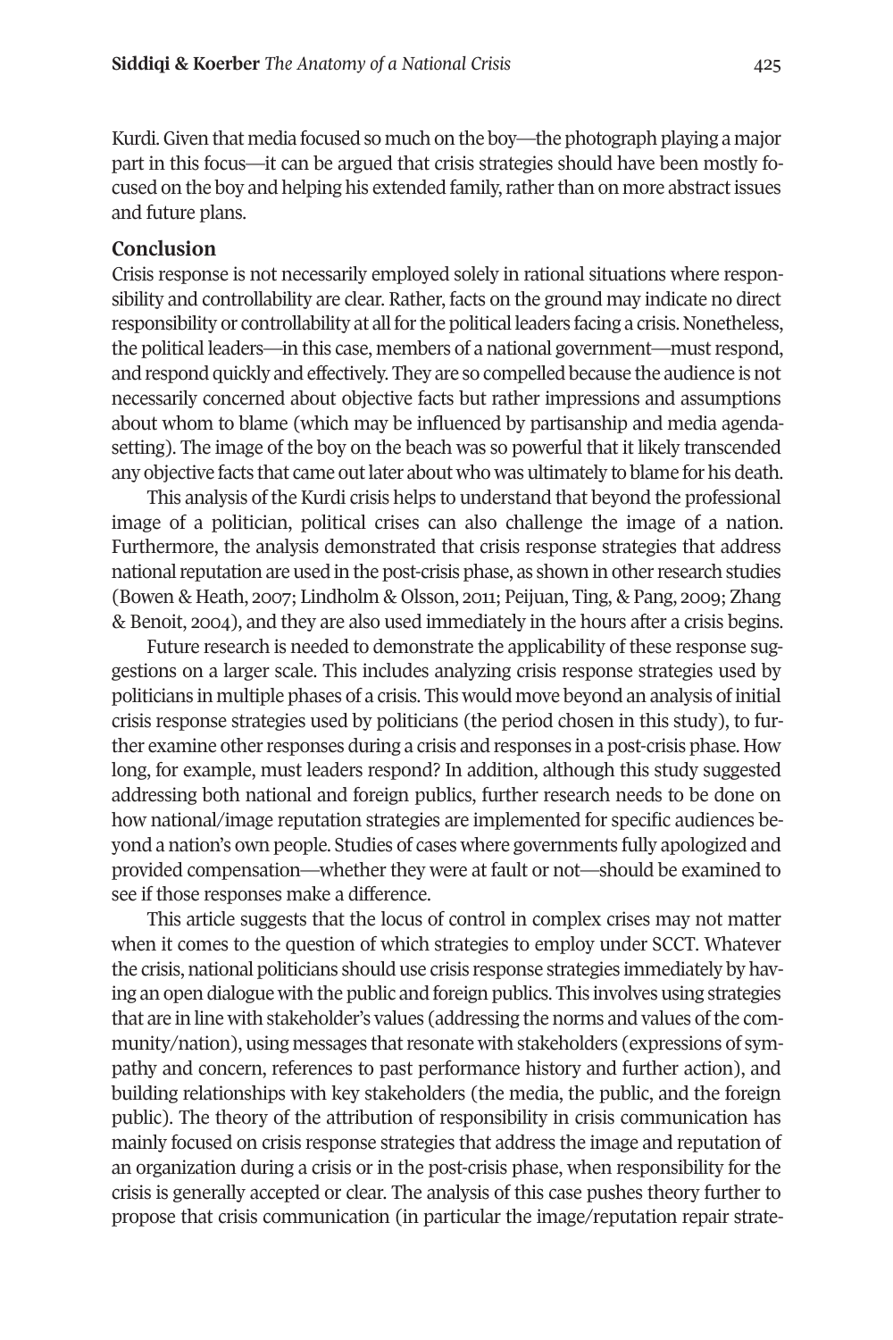Kurdi. Given that media focused so much on the boy—the photograph playing a major part in this focus—it can be argued that crisis strategies should have been mostly focused on the boy and helping his extended family, rather than on more abstract issues and future plans.

## Conclusion

Crisis response is not necessarily employed solely in rational situations where responsibility and controllability are clear. Rather, facts on the ground may indicate no direct responsibility or controllability at all for the political leaders facing a crisis. Nonetheless, the political leaders—in this case, members of a national government—must respond, and respond quickly and effectively. They are so compelled because the audience is not necessarily concerned about objective facts but rather impressions and assumptions about whom to blame (which may be influenced by partisanship and media agenda-setting). The image of the boy on the beach was so powerful that it likely transcended any objective facts that came out later about who was ultimately to blame for his death.

This analysis of the Kurdi crisis helps to understand that beyond the professional image of a politician, political crises can also challenge the image of a nation. Furthermore, the analysis demonstrated that crisis response strategies that address national reputation are used in the post-crisis phase, as shown in other research studies (Bowen & Heath, 2007; Lindholm & Olsson, 2011; Peijuan, Ting, & Pang, 2009; Zhang & Benoit, 2004), and they are also used immediately in the hours after a crisis begins.

Future research is needed to demonstrate the applicability of these response suggestions on a larger scale. This includes analyzing crisis response strategies used by politicians in multiple phases of a crisis. This would move beyond an analysis of initial crisis response strategies used by politicians (the period chosen in this study), to further examine other responses during a crisis and responses in a post-crisis phase. How long, for example, must leaders respond? In addition, although this study suggested addressing both national and foreign publics, further research needs to be done on how national/image reputation strategies are implemented for specific audiences beyond a nation's own people. Studies of cases where governments fully apologized and provided compensation—whether they were at fault or not—should be examined to see if those responses make a difference.

This article suggests that the locus of control in complex crises may not matter when it comes to the question of which strategies to employ under SCCT. Whatever the crisis, national politicians should use crisis response strategies immediately by having an open dialogue with the public and foreign publics. This involves using strategies that are in line with stakeholder's values (addressing the norms and values of the community/nation), using messages that resonate with stakeholders (expressions of sympathy and concern, references to past performance history and further action), and building relationships with key stakeholders (the media, the public, and the foreign public). The theory of the attribution of responsibility in crisis communication has mainly focused on crisis response strategies that address the image and reputation of an organization during a crisis or in the post-crisis phase, when responsibility for the crisis is generally accepted or clear. The analysis of this case pushes theory further to propose that crisis communication (in particular the image/reputation repair strate-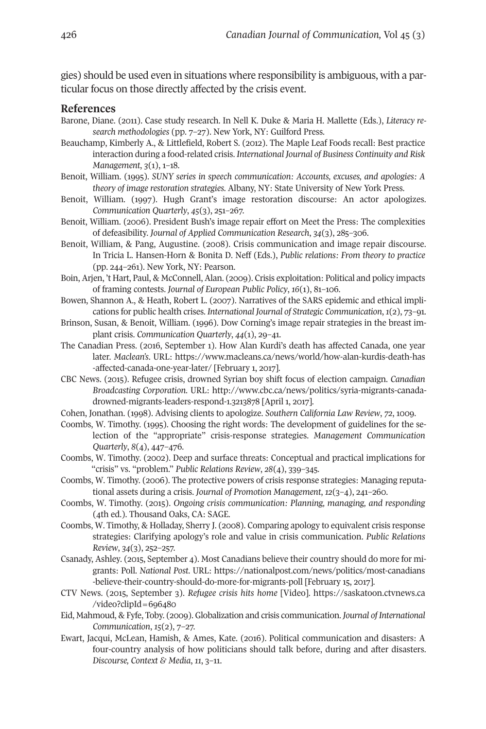gies) should be used even in situations where responsibility is ambiguous, with a particular focus on those directly affected by the crisis event.

## References

Barone, Diane. (2011). Case study research. In Nell K. Duke & Maria H. Mallette (Eds.), *Literacy research methodologies* (pp. 7–27). New York, NY: Guilford Press.

Beauchamp, Kimberly A., & Littlefield, Robert S. (2012). The Maple Leaf Foods recall: Best practice interaction during a food-related crisis. *International Journal of Business Continuity and Risk Management*, *3*(1), 1–18.

Benoit, William. (1995). *SUNY series in speech communication: Accounts, excuses, and apologies: A theory of image restoration strategies.* Albany, NY: State University of New York Press.

Benoit, William. (1997). Hugh Grant's image restoration discourse: An actor apologizes. *Communication Quarterly*, *45*(3), 251–267.

Benoit, William. (2006). President Bush's image repair effort on Meet the Press: The complexities of defeasibility. *Journal of Applied Communication Research*, *34*(3), 285–306.

Benoit, William, & Pang, Augustine. (2008). Crisis communication and image repair discourse. In Tricia L. Hansen-Horn & Bonita D. Neff (Eds.), *Public relations: From theory to practice* (pp. 244–261). New York, NY: Pearson.

Boin, Arjen, 't Hart, Paul, & McConnell, Alan. (2009). Crisis exploitation: Political and policy impacts of framing contests. *Journal of European Public Policy*, *16*(1), 81–106.

Bowen, Shannon A., & Heath, Robert L. (2007). Narratives of the SARS epidemic and ethical implications for public health crises. *International Journal of Strategic Communication*, *1*(2), 73–91.

Brinson, Susan, & Benoit, William. (1996). Dow Corning's image repair strategies in the breast implant crisis. *Communication Quarterly*, *44*(1), 29–41.

The Canadian Press. (2016, September 1). How Alan Kurdi's death has affected Canada, one year later. *Maclean's.* URL: https://www.macleans.ca/news/world/how-alan-kurdis-death-has-affected-canada-one-year-later/ [February 1, 2017].

CBC News. (2015). Refugee crisis, drowned Syrian boy shift focus of election campaign. *Canadian Broadcasting Corporation.* URL: http://www.cbc.ca/news/politics/syria-migrants-canada-drowned-migrants-leaders-respond-1.3213878 [April 1, 2017].

Cohen, Jonathan. (1998). Advising clients to apologize. *Southern California Law Review*, *72*, 1009.

Coombs, W. Timothy. (1995). Choosing the right words: The development of guidelines for the selection of the "appropriate" crisis-response strategies. *Management Communication Quarterly*, *8*(4), 447–476.

Coombs, W. Timothy. (2002). Deep and surface threats: Conceptual and practical implications for "crisis" vs. "problem." *Public Relations Review*, *28*(4), 339–345.

Coombs, W. Timothy. (2006). The protective powers of crisis response strategies: Managing reputational assets during a crisis. *Journal of Promotion Management*, *12*(3–4), 241–260.

Coombs, W. Timothy. (2015). *Ongoing crisis communication: Planning, managing, and responding* (4th ed.). Thousand Oaks, CA: SAGE.

Coombs, W. Timothy, & Holladay, Sherry J. (2008). Comparing apology to equivalent crisis response strategies: Clarifying apology's role and value in crisis communication. *Public Relations Review*, *34*(3), 252–257.

Csanady, Ashley. (2015, September 4). Most Canadians believe their country should do more for migrants: Poll. *National Post.* URL: https://nationalpost.com/news/politics/most-canadians-believe-their-country-should-do-more-for-migrants-poll [February 15, 2017].

CTV News. (2015, September 3). *Refugee crisis hits home* [Video]. https://saskatoon.ctvnews.ca/video?clipId=696480

Eid, Mahmoud, & Fyfe, Toby. (2009). Globalization and crisis communication. *Journal of International Communication*, *15*(2), 7–27.

Ewart, Jacqui, McLean, Hamish, & Ames, Kate. (2016). Political communication and disasters: A four-country analysis of how politicians should talk before, during and after disasters. *Discourse, Context & Media*, *11*, 3–11.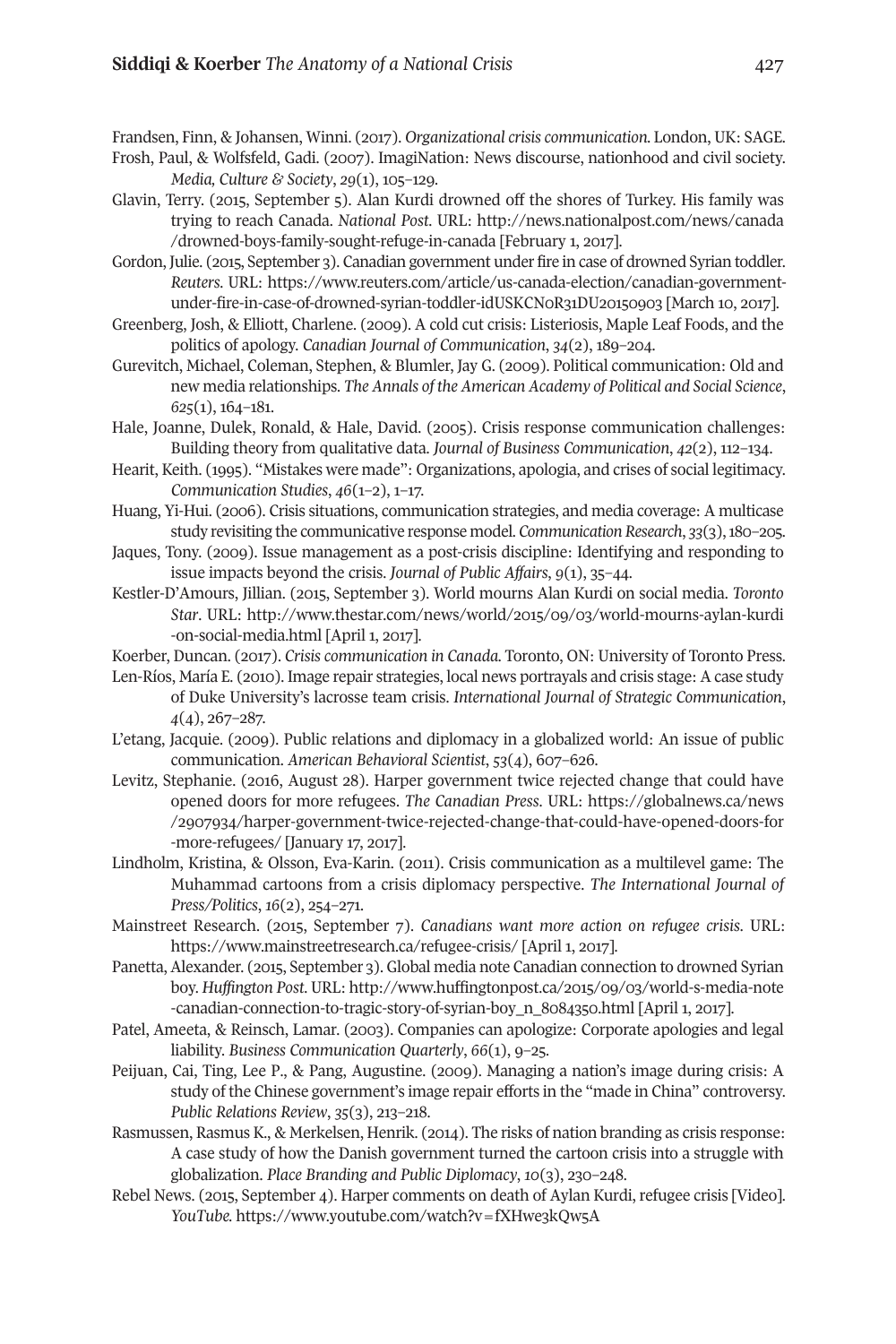Frandsen, Finn, & Johansen, Winni. (2017). *Organizational crisis communication.* London, UK: SAGE.

Frosh, Paul, & Wolfsfeld, Gadi. (2007). ImagiNation: News discourse, nationhood and civil society. *Media, Culture & Society*, *29*(1), 105–129.

Glavin, Terry. (2015, September 5). Alan Kurdi drowned off the shores of Turkey. His family was trying to reach Canada. *National Post*. URL: http://news.nationalpost.com/news/canada/drowned-boys-family-sought-refuge-in-canada [February 1, 2017].

Gordon, Julie. (2015, September 3). Canadian government under fire in case of drowned Syrian toddler. *Reuters*. URL: https://www.reuters.com/article/us-canada-election/canadian-government-under-fire-in-case-of-drowned-syrian-toddler-idUSKCN0R31DU20150903 [March 10, 2017].

Greenberg, Josh, & Elliott, Charlene. (2009). A cold cut crisis: Listeriosis, Maple Leaf Foods, and the politics of apology. *Canadian Journal of Communication*, *34*(2), 189–204.

Gurevitch, Michael, Coleman, Stephen, & Blumler, Jay G. (2009). Political communication: Old and new media relationships. *The Annals of the American Academy of Political and Social Science*, *625*(1), 164–181.

Hale, Joanne, Dulek, Ronald, & Hale, David. (2005). Crisis response communication challenges: Building theory from qualitative data. *Journal of Business Communication*, *42*(2), 112–134.

Hearit, Keith. (1995). "Mistakes were made": Organizations, apologia, and crises of social legitimacy. *Communication Studies*, *46*(1–2), 1–17.

Huang, Yi-Hui. (2006). Crisis situations, communication strategies, and media coverage: A multicase study revisiting the communicative response model. *Communication Research*, *33*(3), 180–205.

Jaques, Tony. (2009). Issue management as a post-crisis discipline: Identifying and responding to issue impacts beyond the crisis. *Journal of Public Affairs*, *9*(1), 35–44.

Kestler-D'Amours, Jillian. (2015, September 3). World mourns Alan Kurdi on social media. *Toronto Star*. URL: http://www.thestar.com/news/world/2015/09/03/world-mourns-aylan-kurdi-on-social-media.html [April 1, 2017].

Koerber, Duncan. (2017). *Crisis communication in Canada.* Toronto, ON: University of Toronto Press.

Len-Ríos, María E. (2010). Image repair strategies, local news portrayals and crisis stage: A case study of Duke University's lacrosse team crisis. *International Journal of Strategic Communication*, *4*(4), 267–287.

L'etang, Jacquie. (2009). Public relations and diplomacy in a globalized world: An issue of public communication. *American Behavioral Scientist*, *53*(4), 607–626.

Levitz, Stephanie. (2016, August 28). Harper government twice rejected change that could have opened doors for more refugees. *The Canadian Press*. URL: https://globalnews.ca/news/2907934/harper-government-twice-rejected-change-that-could-have-opened-doors-for-more-refugees/ [January 17, 2017].

Lindholm, Kristina, & Olsson, Eva-Karin. (2011). Crisis communication as a multilevel game: The Muhammad cartoons from a crisis diplomacy perspective. *The International Journal of Press/Politics*, *16*(2), 254–271.

Mainstreet Research. (2015, September 7). *Canadians want more action on refugee crisis*. URL: https://www.mainstreetresearch.ca/refugee-crisis/ [April 1, 2017].

Panetta, Alexander. (2015, September 3). Global media note Canadian connection to drowned Syrian boy. *Huffington Post*. URL: http://www.huffingtonpost.ca/2015/09/03/world-s-media-note-canadian-connection-to-tragic-story-of-syrian-boy_n_8084350.html [April 1, 2017].

Patel, Ameeta, & Reinsch, Lamar. (2003). Companies can apologize: Corporate apologies and legal liability. *Business Communication Quarterly*, *66*(1), 9–25.

Peijuan, Cai, Ting, Lee P., & Pang, Augustine. (2009). Managing a nation's image during crisis: A study of the Chinese government's image repair efforts in the "made in China" controversy. *Public Relations Review*, *35*(3), 213–218.

Rasmussen, Rasmus K., & Merkelsen, Henrik. (2014). The risks of nation branding as crisis response: A case study of how the Danish government turned the cartoon crisis into a struggle with globalization. *Place Branding and Public Diplomacy*, *10*(3), 230–248.

Rebel News. (2015, September 4). Harper comments on death of Aylan Kurdi, refugee crisis [Video]. *YouTube*. https://www.youtube.com/watch?v=fXHwe3kQw5A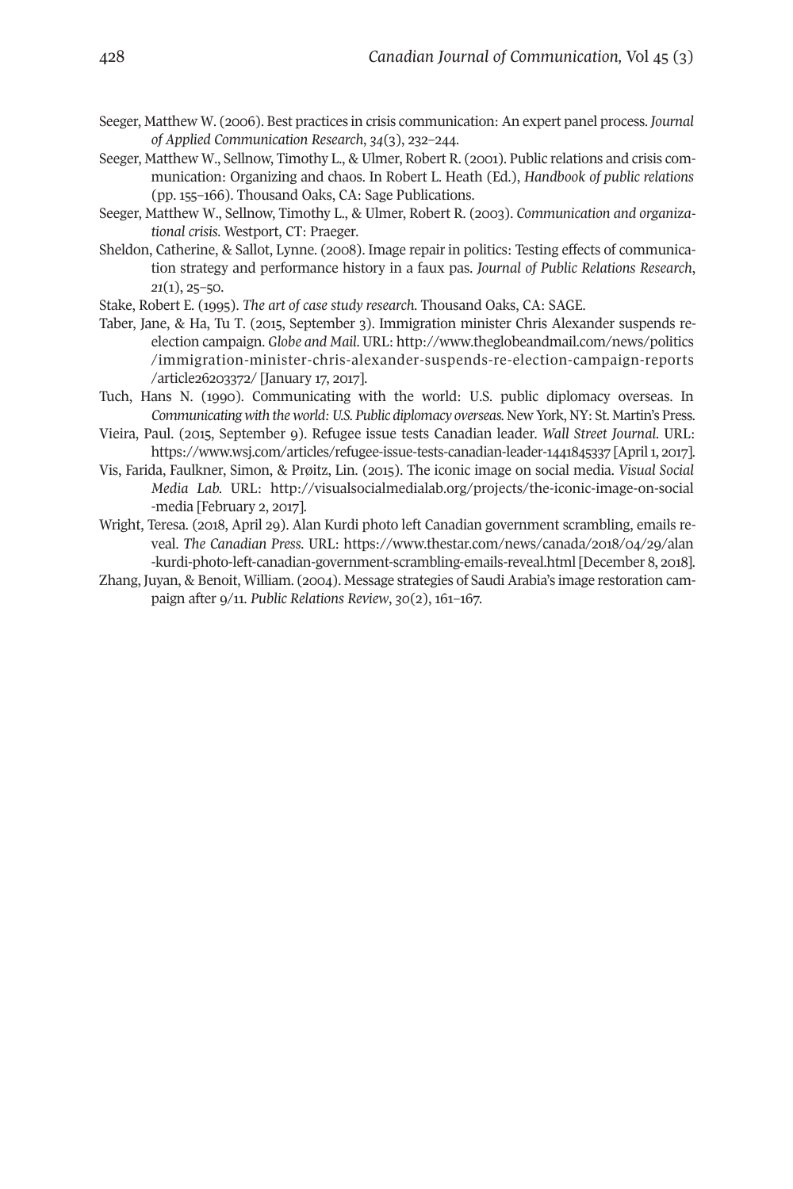Seeger, Matthew W. (2006). Best practices in crisis communication: An expert panel process. *Journal of Applied Communication Research*, *34*(3), 232–244.

Seeger, Matthew W., Sellnow, Timothy L., & Ulmer, Robert R. (2001). Public relations and crisis communication: Organizing and chaos. In Robert L. Heath (Ed.), *Handbook of public relations* (pp. 155–166). Thousand Oaks, CA: Sage Publications.

Seeger, Matthew W., Sellnow, Timothy L., & Ulmer, Robert R. (2003). *Communication and organizational crisis.* Westport, CT: Praeger.

Sheldon, Catherine, & Sallot, Lynne. (2008). Image repair in politics: Testing effects of communication strategy and performance history in a faux pas. *Journal of Public Relations Research*, *21*(1), 25–50.

Stake, Robert E. (1995). *The art of case study research.* Thousand Oaks, CA: SAGE.

Taber, Jane, & Ha, Tu T. (2015, September 3). Immigration minister Chris Alexander suspends re-election campaign. *Globe and Mail*. URL: http://www.theglobeandmail.com/news/politics/immigration-minister-chris-alexander-suspends-re-election-campaign-reports/article26203372/ [January 17, 2017].

Tuch, Hans N. (1990). Communicating with the world: U.S. public diplomacy overseas. In *Communicating with the world: U.S. Public diplomacy overseas.* New York, NY: St. Martin's Press.

Vieira, Paul. (2015, September 9). Refugee issue tests Canadian leader. *Wall Street Journal*. URL: https://www.wsj.com/articles/refugee-issue-tests-canadian-leader-1441845337 [April 1, 2017].

Vis, Farida, Faulkner, Simon, & Prøitz, Lin. (2015). The iconic image on social media. *Visual Social Media Lab.* URL: http://visualsocialmedialab.org/projects/the-iconic-image-on-social-media [February 2, 2017].

Wright, Teresa. (2018, April 29). Alan Kurdi photo left Canadian government scrambling, emails reveal. *The Canadian Press.* URL: https://www.thestar.com/news/canada/2018/04/29/alan-kurdi-photo-left-canadian-government-scrambling-emails-reveal.html [December 8, 2018].

Zhang, Juyan, & Benoit, William. (2004). Message strategies of Saudi Arabia's image restoration campaign after 9/11. *Public Relations Review*, *30*(2), 161–167.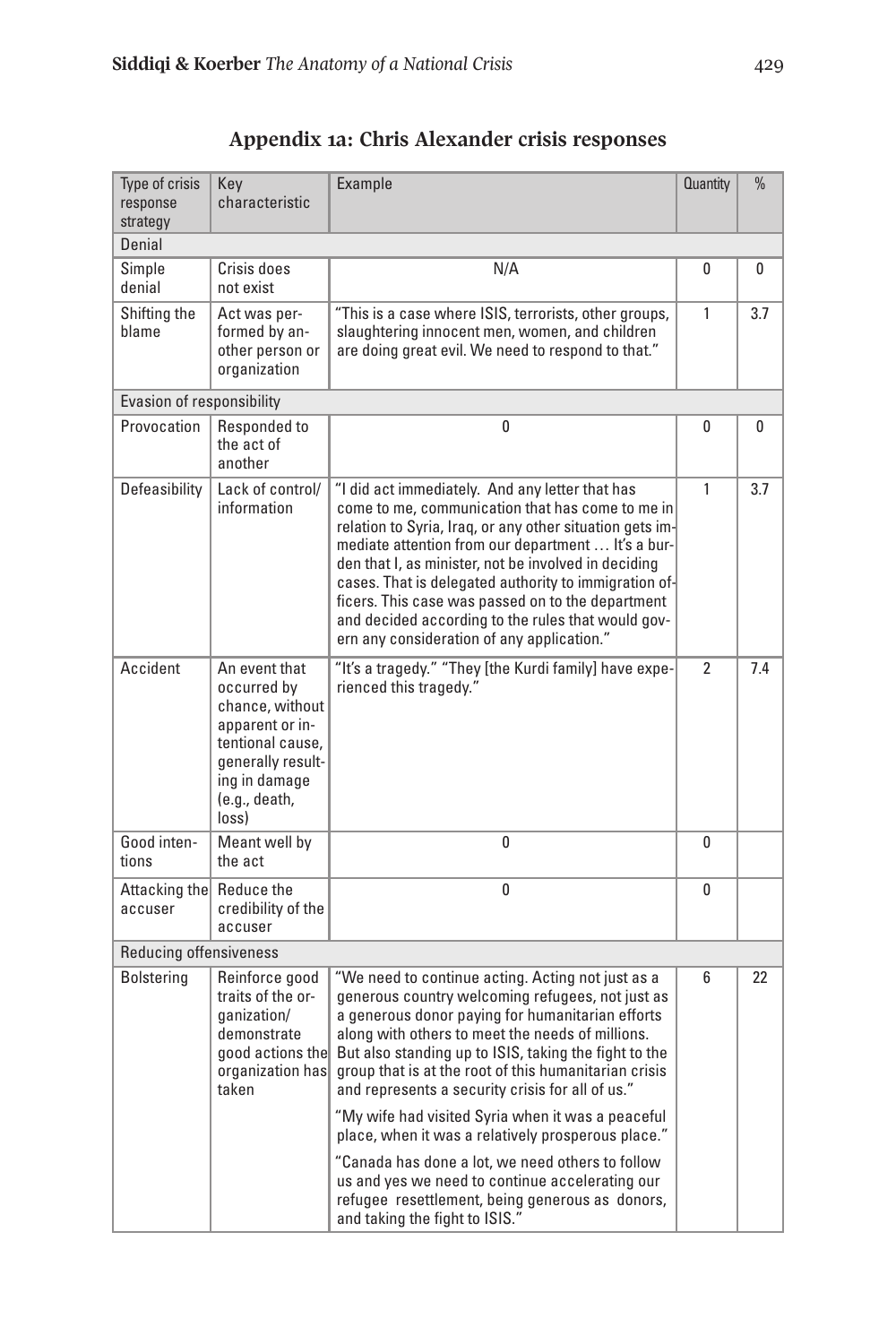## Appendix 1a: Chris Alexander crisis responses

| Type of crisis response strategy | Key characteristic | Example | Quantity | % |
|---|---|---|---|---|
| Denial | | | | |
| Simple denial | Crisis does not exist | N/A | 0 | 0 |
| Shifting the blame | Act was performed by another person or organization | "This is a case where ISIS, terrorists, other groups, slaughtering innocent men, women, and children are doing great evil. We need to respond to that." | 1 | 3.7 |
| Evasion of responsibility | | | | |
| Provocation | Responded to the act of another | 0 | 0 | 0 |
| Defeasibility | Lack of control/ information | "I did act immediately. And any letter that has come to me, communication that has come to me in relation to Syria, Iraq, or any other situation gets immediate attention from our department … It's a burden that I, as minister, not be involved in deciding cases. That is delegated authority to immigration officers. This case was passed on to the department and decided according to the rules that would govern any consideration of any application." | 1 | 3.7 |
| Accident | An event that occurred by chance, without apparent or intentional cause, generally resulting in damage (e.g., death, loss) | "It's a tragedy." "They [the Kurdi family] have experienced this tragedy." | 2 | 7.4 |
| Good intentions | Meant well by the act | 0 | 0 | |
| Attacking the accuser | Reduce the credibility of the accuser | 0 | 0 | |
| Reducing offensiveness | | | | |
| Bolstering | Reinforce good traits of the organization/ demonstrate good actions the organization has taken | "We need to continue acting. Acting not just as a generous country welcoming refugees, not just as a generous donor paying for humanitarian efforts along with others to meet the needs of millions. But also standing up to ISIS, taking the fight to the group that is at the root of this humanitarian crisis and represents a security crisis for all of us." "My wife had visited Syria when it was a peaceful place, when it was a relatively prosperous place." "Canada has done a lot, we need others to follow us and yes we need to continue accelerating our refugee resettlement, being generous as donors, and taking the fight to ISIS." | 6 | 22 |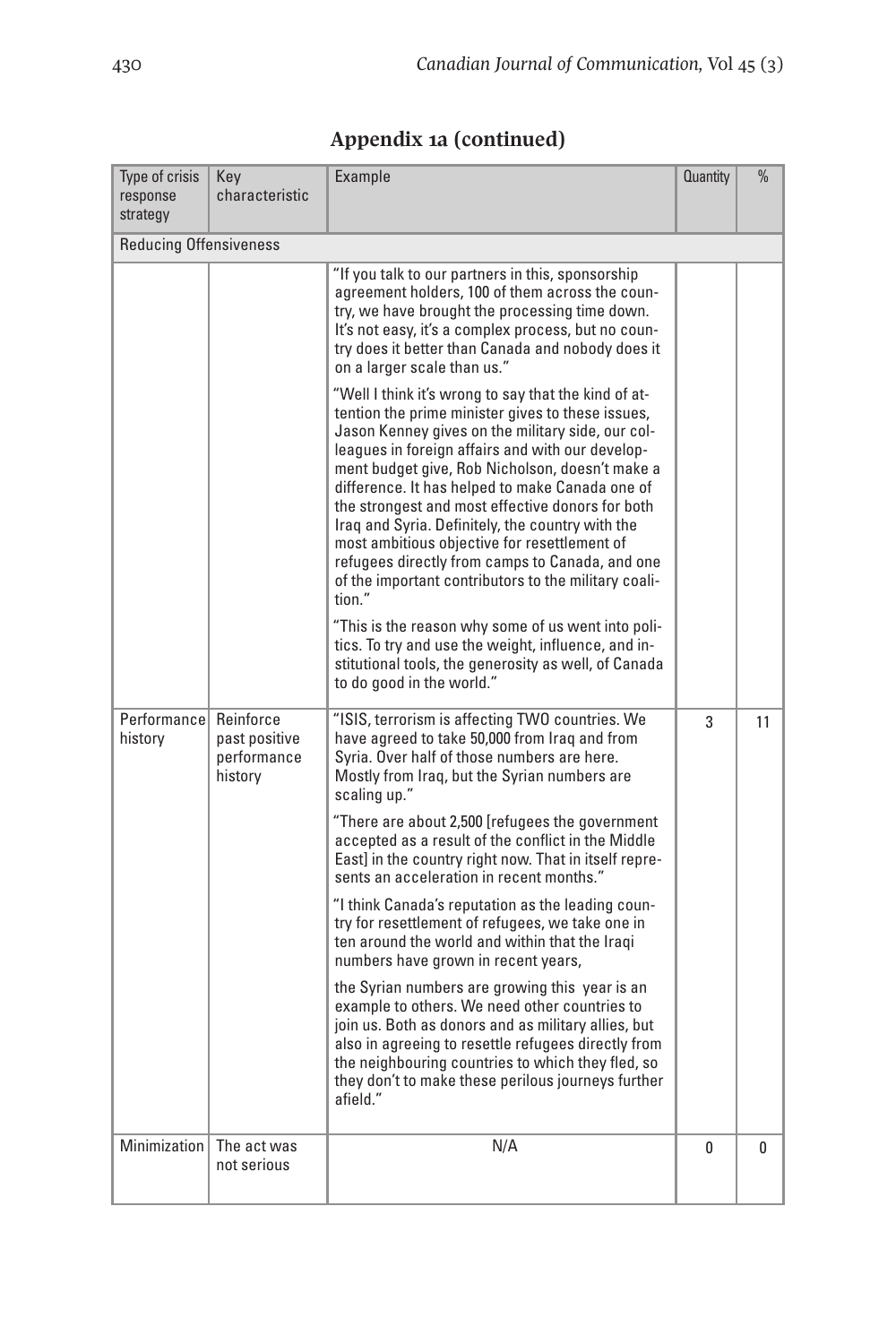## Appendix 1a (continued)

| Type of crisis response strategy | Key characteristic | Example | Quantity | % |
|---|---|---|---|---|
| Reducing Offensiveness | | | | |
| | | "If you talk to our partners in this, sponsorship agreement holders, 100 of them across the country, we have brought the processing time down. It's not easy, it's a complex process, but no country does it better than Canada and nobody does it on a larger scale than us." "Well I think it's wrong to say that the kind of attention the prime minister gives to these issues, Jason Kenney gives on the military side, our colleagues in foreign affairs and with our development budget give, Rob Nicholson, doesn't make a difference. It has helped to make Canada one of the strongest and most effective donors for both Iraq and Syria. Definitely, the country with the most ambitious objective for resettlement of refugees directly from camps to Canada, and one of the important contributors to the military coalition." "This is the reason why some of us went into politics. To try and use the weight, influence, and institutional tools, the generosity as well, of Canada to do good in the world." | | |
| Performance history | Reinforce past positive performance history | "ISIS, terrorism is affecting TWO countries. We have agreed to take 50,000 from Iraq and from Syria. Over half of those numbers are here. Mostly from Iraq, but the Syrian numbers are scaling up." "There are about 2,500 [refugees the government accepted as a result of the conflict in the Middle East] in the country right now. That in itself represents an acceleration in recent months." "I think Canada's reputation as the leading country for resettlement of refugees, we take one in ten around the world and within that the Iraqi numbers have grown in recent years, the Syrian numbers are growing this year is an example to others. We need other countries to join us. Both as donors and as military allies, but also in agreeing to resettle refugees directly from the neighbouring countries to which they fled, so they don't to make these perilous journeys further afield." | 3 | 11 |
| Minimization | The act was not serious | N/A | 0 | 0 |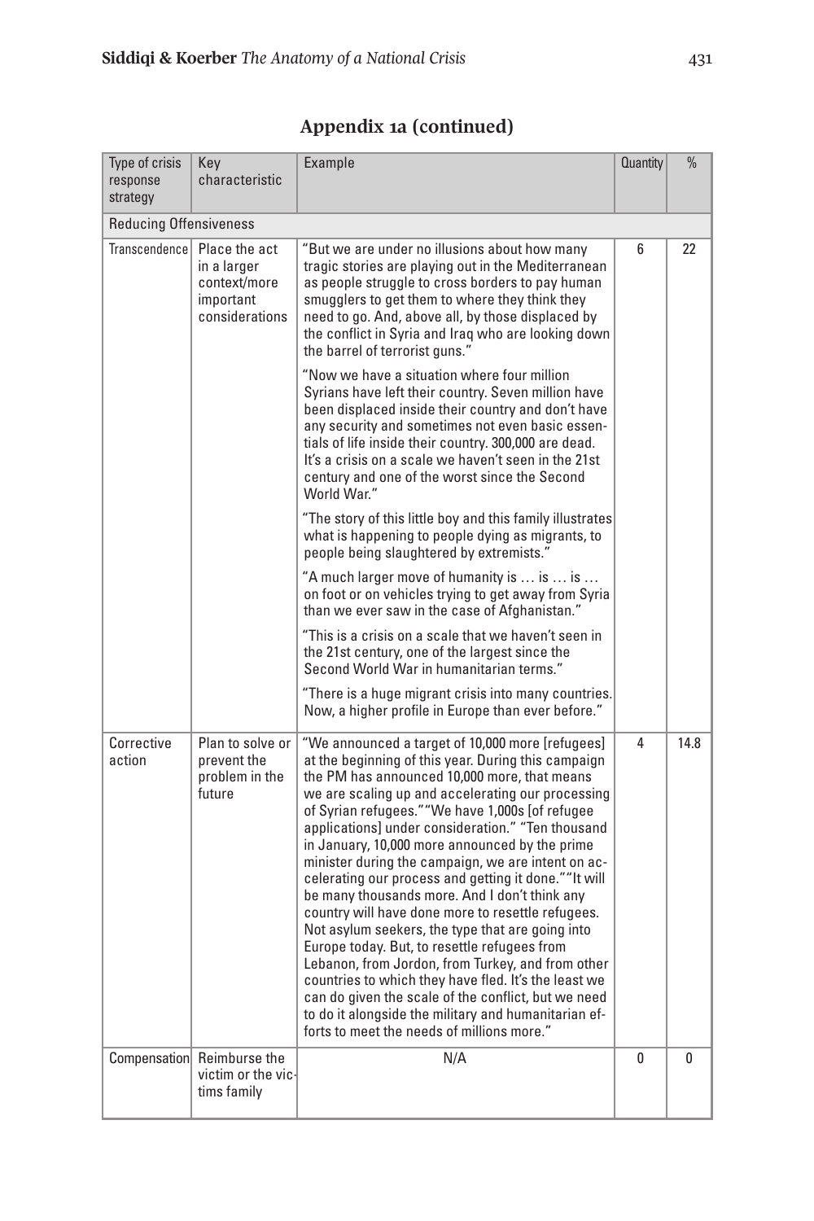## Appendix 1a (continued)

| Type of crisis response strategy | Key characteristic | Example | Quantity | % |
|---|---|---|---|---|
| Reducing Offensiveness | | | | |
| Transcendence | Place the act in a larger context/more important considerations | "But we are under no illusions about how many tragic stories are playing out in the Mediterranean as people struggle to cross borders to pay human smugglers to get them to where they think they need to go. And, above all, by those displaced by the conflict in Syria and Iraq who are looking down the barrel of terrorist guns." "Now we have a situation where four million Syrians have left their country. Seven million have been displaced inside their country and don't have any security and sometimes not even basic essentials of life inside their country. 300,000 are dead. It's a crisis on a scale we haven't seen in the 21st century and one of the worst since the Second World War." "The story of this little boy and this family illustrates what is happening to people dying as migrants, to people being slaughtered by extremists." "A much larger move of humanity is … is … is … on foot or on vehicles trying to get away from Syria than we ever saw in the case of Afghanistan." "This is a crisis on a scale that we haven't seen in the 21st century, one of the largest since the Second World War in humanitarian terms." "There is a huge migrant crisis into many countries. Now, a higher profile in Europe than ever before." | 6 | 22 |
| Corrective action | Plan to solve or prevent the problem in the future | "We announced a target of 10,000 more [refugees] at the beginning of this year. During this campaign the PM has announced 10,000 more, that means we are scaling up and accelerating our processing of Syrian refugees." "We have 1,000s [of refugee applications] under consideration." "Ten thousand in January, 10,000 more announced by the prime minister during the campaign, we are intent on accelerating our process and getting it done." "It will be many thousands more. And I don't think any country will have done more to resettle refugees. Not asylum seekers, the type that are going into Europe today. But, to resettle refugees from Lebanon, from Jordon, from Turkey, and from other countries to which they have fled. It's the least we can do given the scale of the conflict, but we need to do it alongside the military and humanitarian efforts to meet the needs of millions more." | 4 | 14.8 |
| Compensation | Reimburse the victim or the victims family | N/A | 0 | 0 |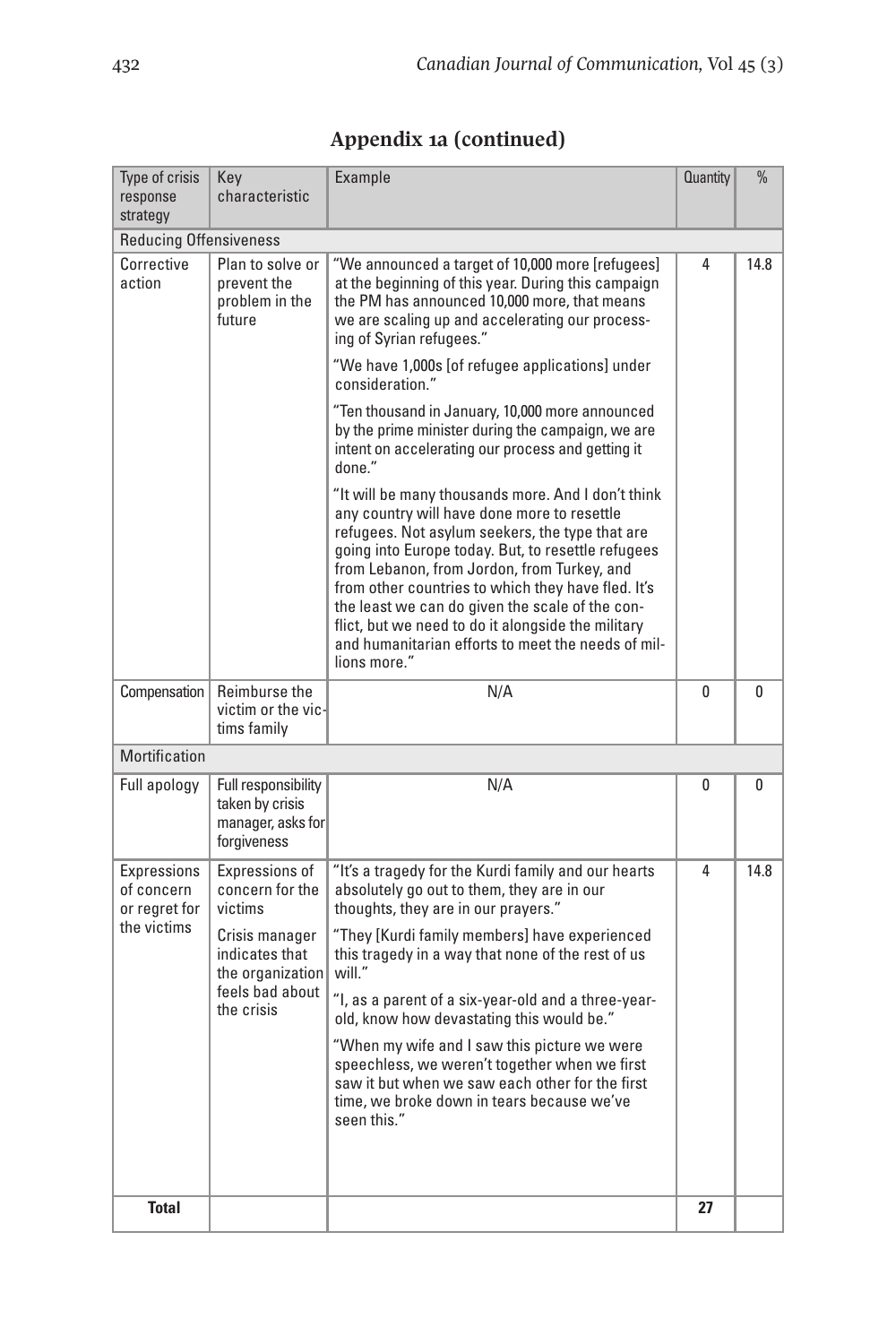## Appendix 1a (continued)

| Type of crisis response strategy | Key characteristic | Example | Quantity | % |
|---|---|---|---|---|
| Reducing Offensiveness | | | | |
| Corrective action | Plan to solve or prevent the problem in the future | "We announced a target of 10,000 more [refugees] at the beginning of this year. During this campaign the PM has announced 10,000 more, that means we are scaling up and accelerating our processing of Syrian refugees." | 4 | 14.8 |
| | | "We have 1,000s [of refugee applications] under consideration." | | |
| | | "Ten thousand in January, 10,000 more announced by the prime minister during the campaign, we are intent on accelerating our process and getting it done." | | |
| | | "It will be many thousands more. And I don't think any country will have done more to resettle refugees. Not asylum seekers, the type that are going into Europe today. But, to resettle refugees from Lebanon, from Jordon, from Turkey, and from other countries to which they have fled. It's the least we can do given the scale of the conflict, but we need to do it alongside the military and humanitarian efforts to meet the needs of millions more." | | |
| Compensation | Reimburse the victim or the victims family | N/A | 0 | 0 |
| Mortification | | | | |
| Full apology | Full responsibility taken by crisis manager, asks for forgiveness | N/A | 0 | 0 |
| Expressions of concern or regret for the victims | Expressions of concern for the victims | "It's a tragedy for the Kurdi family and our hearts absolutely go out to them, they are in our thoughts, they are in our prayers." | 4 | 14.8 |
| | Crisis manager indicates that the organization feels bad about the crisis | "They [Kurdi family members] have experienced this tragedy in a way that none of the rest of us will." | | |
| | | "I, as a parent of a six-year-old and a three-year-old, know how devastating this would be." | | |
| | | "When my wife and I saw this picture we were speechless, we weren't together when we first saw it but when we saw each other for the first time, we broke down in tears because we've seen this." | | |
| **Total** | | | **27** | |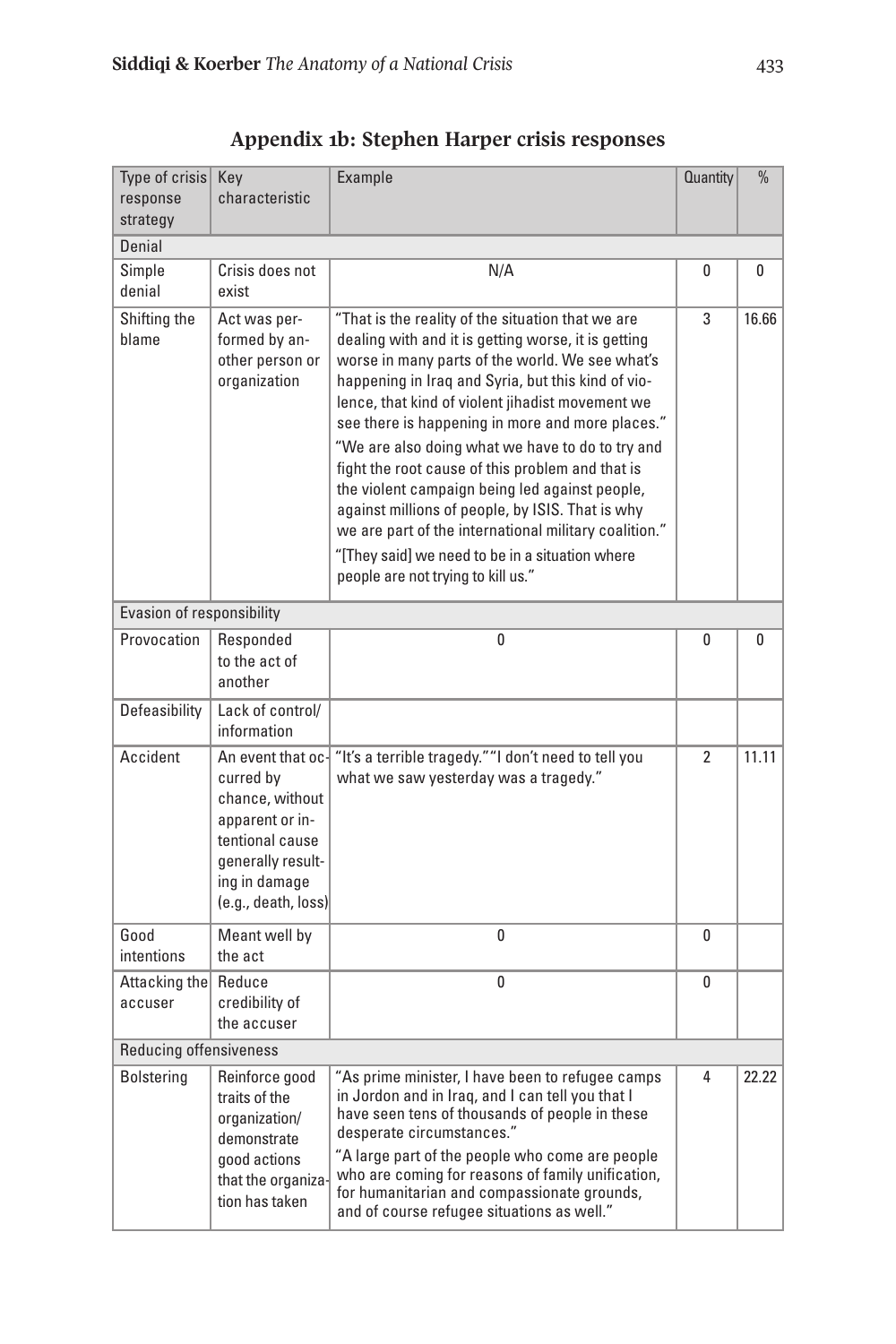## Appendix 1b: Stephen Harper crisis responses

| Type of crisis response strategy | Key characteristic | Example | Quantity | % |
|---|---|---|---|---|
| Denial | | | | |
| Simple denial | Crisis does not exist | N/A | 0 | 0 |
| Shifting the blame | Act was performed by another person or organization | "That is the reality of the situation that we are dealing with and it is getting worse, it is getting worse in many parts of the world. We see what's happening in Iraq and Syria, but this kind of violence, that kind of violent jihadist movement we see there is happening in more and more places." "We are also doing what we have to do to try and fight the root cause of this problem and that is the violent campaign being led against people, against millions of people, by ISIS. That is why we are part of the international military coalition." "[They said] we need to be in a situation where people are not trying to kill us." | 3 | 16.66 |
| Evasion of responsibility | | | | |
| Provocation | Responded to the act of another | 0 | 0 | 0 |
| Defeasibility | Lack of control/ information | | | |
| Accident | An event that occurred by chance, without apparent or intentional cause generally resulting in damage (e.g., death, loss) | "It's a terrible tragedy." "I don't need to tell you what we saw yesterday was a tragedy." | 2 | 11.11 |
| Good intentions | Meant well by the act | 0 | 0 | |
| Attacking the accuser | Reduce credibility of the accuser | 0 | 0 | |
| Reducing offensiveness | | | | |
| Bolstering | Reinforce good traits of the organization/ demonstrate good actions that the organization has taken | "As prime minister, I have been to refugee camps in Jordon and in Iraq, and I can tell you that I have seen tens of thousands of people in these desperate circumstances." "A large part of the people who come are people who are coming for reasons of family unification, for humanitarian and compassionate grounds, and of course refugee situations as well." | 4 | 22.22 |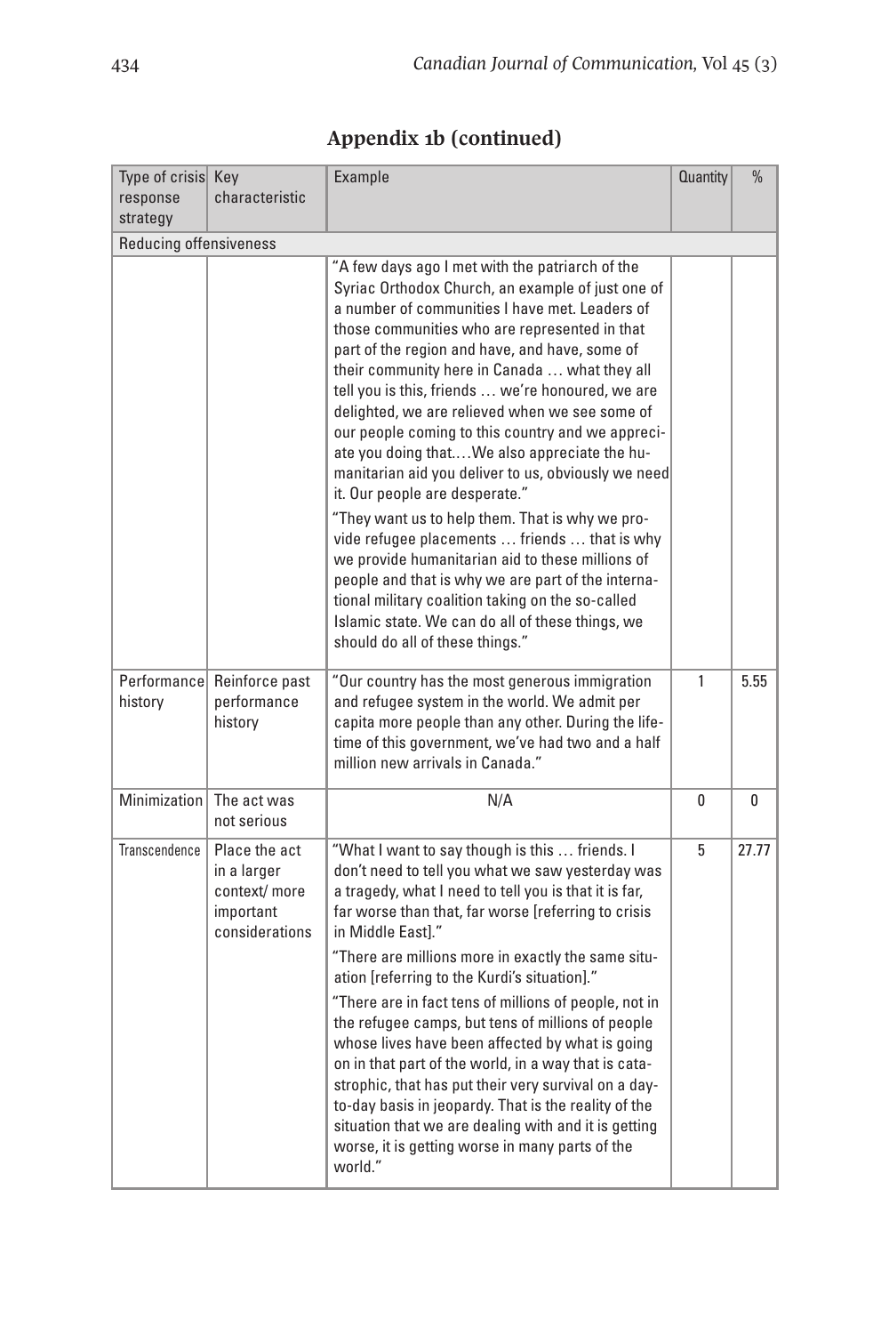## Appendix 1b (continued)

| Type of crisis response strategy | Key characteristic | Example | Quantity | % |
|---|---|---|---|---|
| Reducing offensiveness | | | | |
| | | "A few days ago I met with the patriarch of the Syriac Orthodox Church, an example of just one of a number of communities I have met. Leaders of those communities who are represented in that part of the region and have, and have, some of their community here in Canada … what they all tell you is this, friends … we're honoured, we are delighted, we are relieved when we see some of our people coming to this country and we appreciate you doing that.…We also appreciate the humanitarian aid you deliver to us, obviously we need it. Our people are desperate." "They want us to help them. That is why we provide refugee placements … friends … that is why we provide humanitarian aid to these millions of people and that is why we are part of the international military coalition taking on the so-called Islamic state. We can do all of these things, we should do all of these things." | | |
| Performance history | Reinforce past performance history | "Our country has the most generous immigration and refugee system in the world. We admit per capita more people than any other. During the lifetime of this government, we've had two and a half million new arrivals in Canada." | 1 | 5.55 |
| Minimization | The act was not serious | N/A | 0 | 0 |
| Transcendence | Place the act in a larger context/ more important considerations | "What I want to say though is this … friends. I don't need to tell you what we saw yesterday was a tragedy, what I need to tell you is that it is far, far worse than that, far worse [referring to crisis in Middle East]." "There are millions more in exactly the same situation [referring to the Kurdi's situation]." "There are in fact tens of millions of people, not in the refugee camps, but tens of millions of people whose lives have been affected by what is going on in that part of the world, in a way that is catastrophic, that has put their very survival on a day-to-day basis in jeopardy. That is the reality of the situation that we are dealing with and it is getting worse, it is getting worse in many parts of the world." | 5 | 27.77 |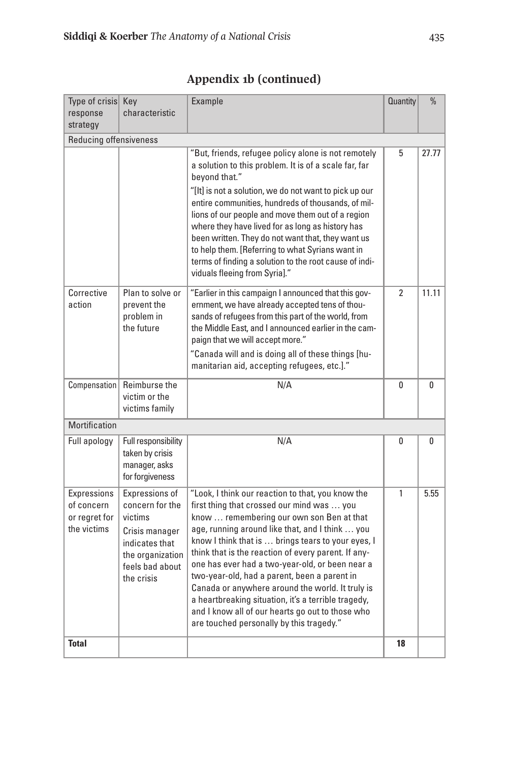## Appendix 1b (continued)

| Type of crisis response strategy | Key characteristic | Example | Quantity | % |
|---|---|---|---|---|
| Reducing offensiveness | | | | |
| | | "But, friends, refugee policy alone is not remotely a solution to this problem. It is of a scale far, far beyond that." "[It] is not a solution, we do not want to pick up our entire communities, hundreds of thousands, of millions of our people and move them out of a region where they have lived for as long as history has been written. They do not want that, they want us to help them. [Referring to what Syrians want in terms of finding a solution to the root cause of individuals fleeing from Syria]." | 5 | 27.77 |
| Corrective action | Plan to solve or prevent the problem in the future | "Earlier in this campaign I announced that this government, we have already accepted tens of thousands of refugees from this part of the world, from the Middle East, and I announced earlier in the campaign that we will accept more." "Canada will and is doing all of these things [humanitarian aid, accepting refugees, etc.]." | 2 | 11.11 |
| Compensation | Reimburse the victim or the victims family | N/A | 0 | 0 |
| Mortification | | | | |
| Full apology | Full responsibility taken by crisis manager, asks for forgiveness | N/A | 0 | 0 |
| Expressions of concern or regret for the victims | Expressions of concern for the victims Crisis manager indicates that the organization feels bad about the crisis | "Look, I think our reaction to that, you know the first thing that crossed our mind was … you know … remembering our own son Ben at that age, running around like that, and I think … you know I think that is … brings tears to your eyes, I think that is the reaction of every parent. If anyone has ever had a two-year-old, or been near a two-year-old, had a parent, been a parent in Canada or anywhere around the world. It truly is a heartbreaking situation, it's a terrible tragedy, and I know all of our hearts go out to those who are touched personally by this tragedy." | 1 | 5.55 |
| **Total** | | | **18** | |